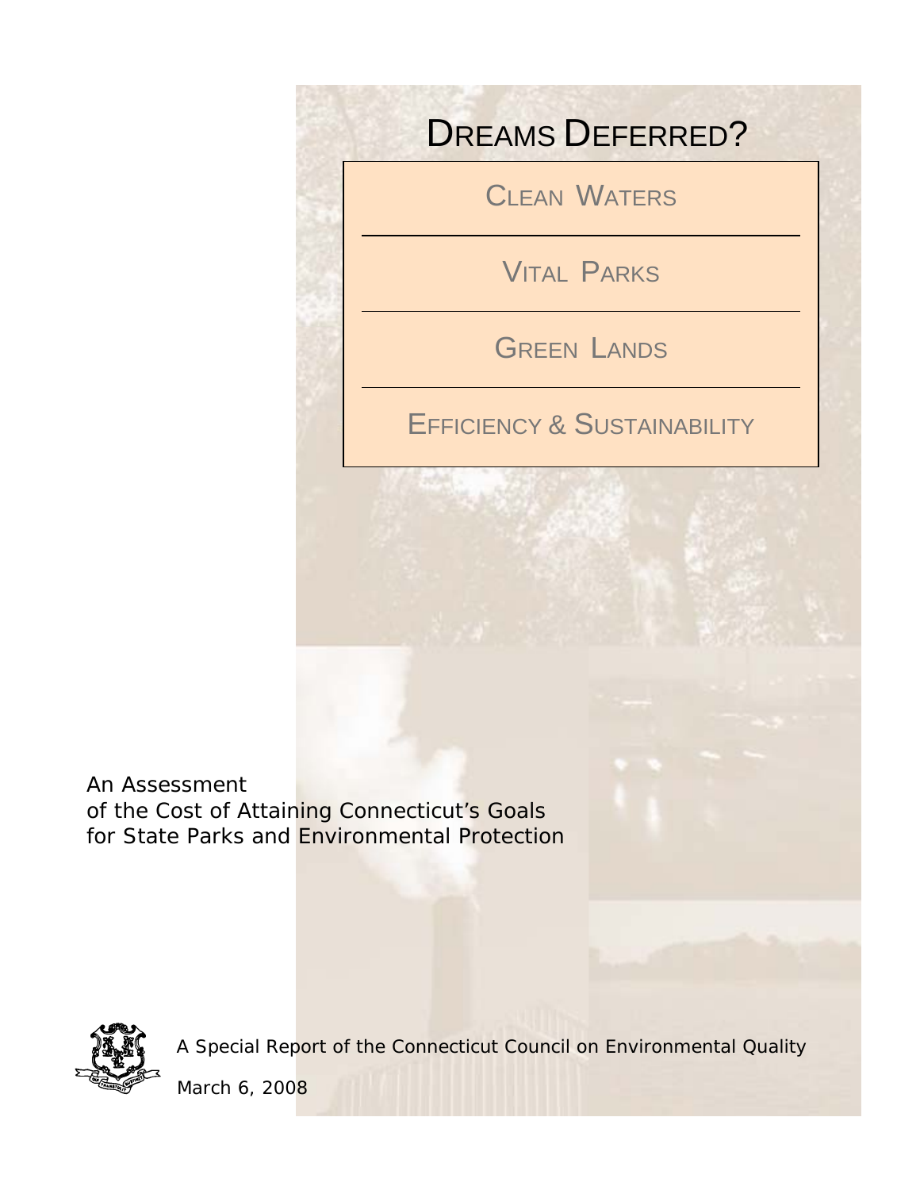# DREAMS DEFERRED?

CLEAN WATERS

VITAL PARKS

GREEN LANDS

EFFICIENCY & SUSTAINABILITY

An Assessment
of the Cost of Attaining Connecticut's Goals
for State Parks and Environmental Protection

A Special Report of the Connecticut Council on Environmental Quality

March 6, 2008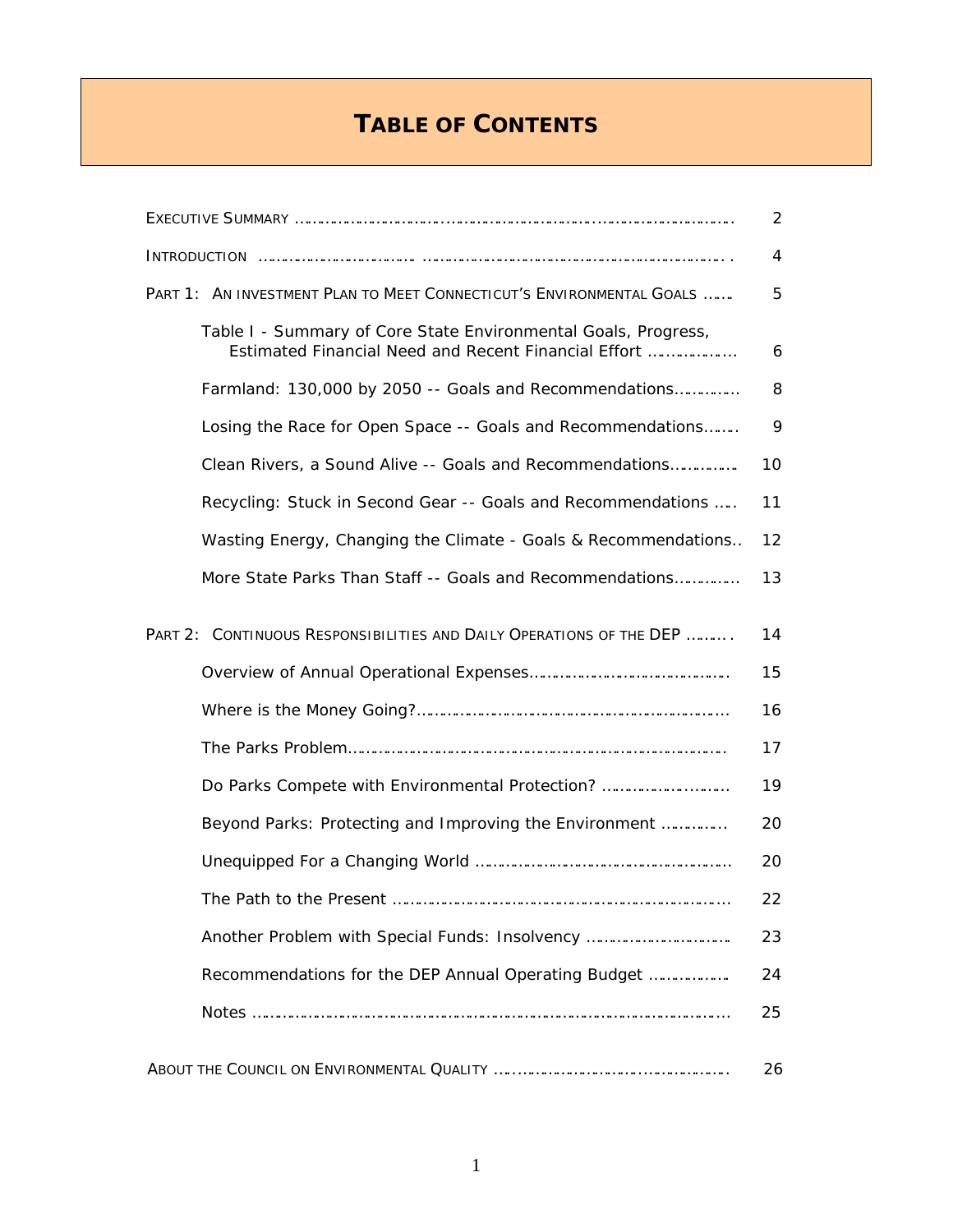# TABLE OF CONTENTS

| | |
|---|---|
| EXECUTIVE SUMMARY | 2 |
| INTRODUCTION | 4 |
| PART 1: AN INVESTMENT PLAN TO MEET CONNECTICUT'S ENVIRONMENTAL GOALS | 5 |
| Table I - Summary of Core State Environmental Goals, Progress, Estimated Financial Need and Recent Financial Effort | 6 |
| Farmland: 130,000 by 2050 -- Goals and Recommendations | 8 |
| Losing the Race for Open Space -- Goals and Recommendations | 9 |
| Clean Rivers, a Sound Alive -- Goals and Recommendations | 10 |
| Recycling: Stuck in Second Gear -- Goals and Recommendations | 11 |
| Wasting Energy, Changing the Climate - Goals & Recommendations | 12 |
| More State Parks Than Staff -- Goals and Recommendations | 13 |
| PART 2: CONTINUOUS RESPONSIBILITIES AND DAILY OPERATIONS OF THE DEP | 14 |
| Overview of Annual Operational Expenses | 15 |
| Where is the Money Going? | 16 |
| The Parks Problem | 17 |
| Do Parks Compete with Environmental Protection? | 19 |
| Beyond Parks: Protecting and Improving the Environment | 20 |
| Unequipped For a Changing World | 20 |
| The Path to the Present | 22 |
| Another Problem with Special Funds: Insolvency | 23 |
| Recommendations for the DEP Annual Operating Budget | 24 |
| Notes | 25 |
| ABOUT THE COUNCIL ON ENVIRONMENTAL QUALITY | 26 |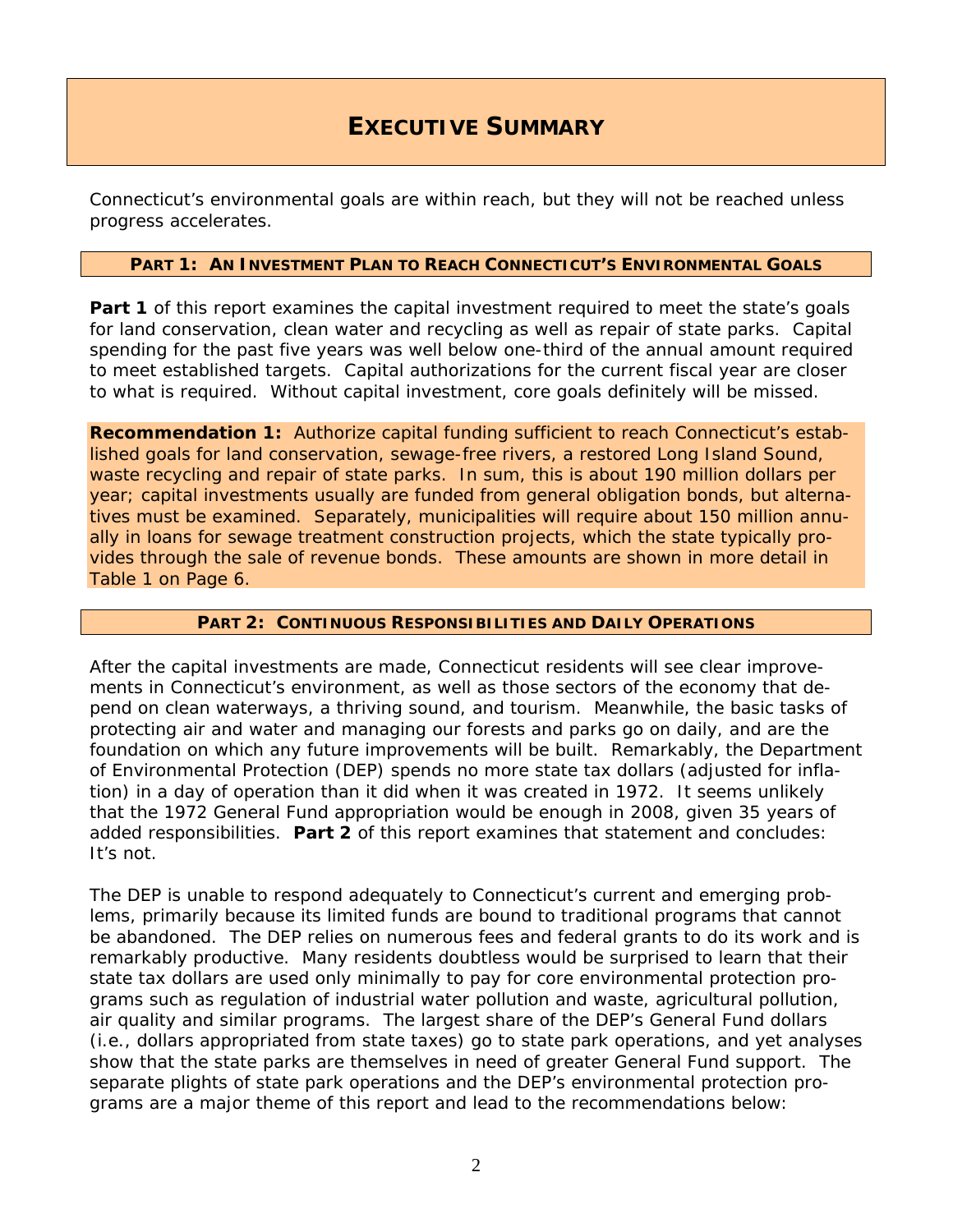# EXECUTIVE SUMMARY

Connecticut's environmental goals are within reach, but they will not be reached unless progress accelerates.

## PART 1: AN INVESTMENT PLAN TO REACH CONNECTICUT'S ENVIRONMENTAL GOALS

**Part 1** of this report examines the capital investment required to meet the state's goals for land conservation, clean water and recycling as well as repair of state parks. Capital spending for the past five years was well below one-third of the annual amount required to meet established targets. Capital authorizations for the current fiscal year are closer to what is required. Without capital investment, core goals definitely will be missed.

**Recommendation 1:** Authorize capital funding sufficient to reach Connecticut's established goals for land conservation, sewage-free rivers, a restored Long Island Sound, waste recycling and repair of state parks. In sum, this is about 190 million dollars per year; capital investments usually are funded from general obligation bonds, but alternatives must be examined. Separately, municipalities will require about 150 million annually in loans for sewage treatment construction projects, which the state typically provides through the sale of revenue bonds. These amounts are shown in more detail in Table 1 on Page 6.

## PART 2: CONTINUOUS RESPONSIBILITIES AND DAILY OPERATIONS

After the capital investments are made, Connecticut residents will see clear improvements in Connecticut's environment, as well as those sectors of the economy that depend on clean waterways, a thriving sound, and tourism. Meanwhile, the basic tasks of protecting air and water and managing our forests and parks go on daily, and are the foundation on which any future improvements will be built. Remarkably, the Department of Environmental Protection (DEP) spends no more state tax dollars (adjusted for inflation) in a day of operation than it did when it was created in 1972. It seems unlikely that the 1972 General Fund appropriation would be enough in 2008, given 35 years of added responsibilities. **Part 2** of this report examines that statement and concludes: It's not.

The DEP is unable to respond adequately to Connecticut's current and emerging problems, primarily because its limited funds are bound to traditional programs that cannot be abandoned. The DEP relies on numerous fees and federal grants to do its work and is remarkably productive. Many residents doubtless would be surprised to learn that their state tax dollars are used only minimally to pay for core environmental protection programs such as regulation of industrial water pollution and waste, agricultural pollution, air quality and similar programs. The largest share of the DEP's General Fund dollars (i.e., dollars appropriated from state taxes) go to state park operations, and yet analyses show that the state parks are themselves in need of greater General Fund support. The separate plights of state park operations and the DEP's environmental protection programs are a major theme of this report and lead to the recommendations below: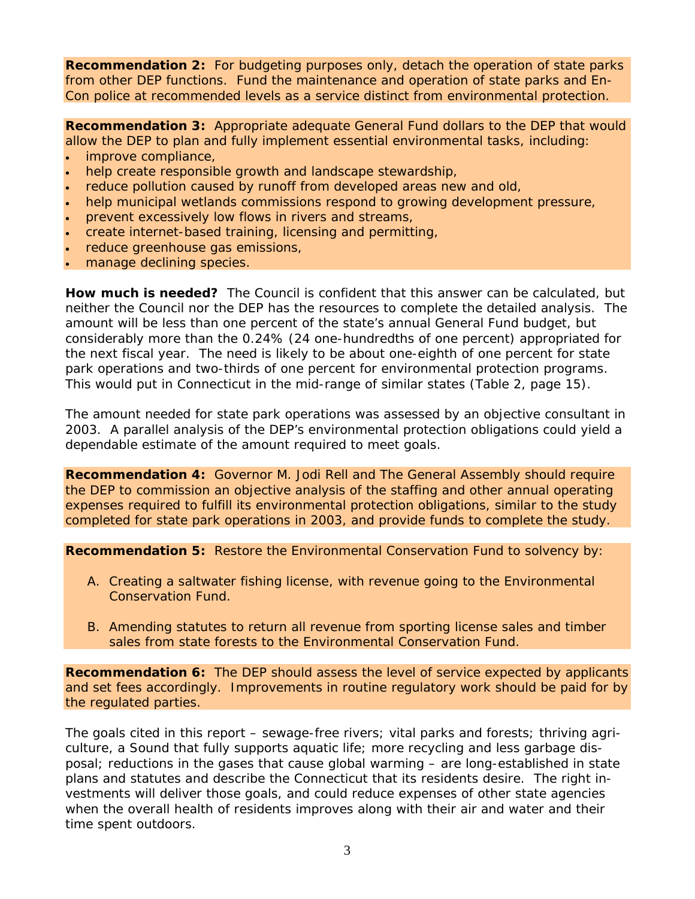**Recommendation 2:** For budgeting purposes only, detach the operation of state parks from other DEP functions. Fund the maintenance and operation of state parks and En-Con police at recommended levels as a service distinct from environmental protection.

**Recommendation 3:** Appropriate adequate General Fund dollars to the DEP that would allow the DEP to plan and fully implement essential environmental tasks, including:

- improve compliance,
- help create responsible growth and landscape stewardship,
- reduce pollution caused by runoff from developed areas new and old,
- help municipal wetlands commissions respond to growing development pressure,
- prevent excessively low flows in rivers and streams,
- create internet-based training, licensing and permitting,
- reduce greenhouse gas emissions,
- manage declining species.

**How much is needed?** The Council is confident that this answer can be calculated, but neither the Council nor the DEP has the resources to complete the detailed analysis. The amount will be less than one percent of the state's annual General Fund budget, but considerably more than the 0.24% (24 one-hundredths of one percent) appropriated for the next fiscal year. The need is likely to be about one-eighth of one percent for state park operations and two-thirds of one percent for environmental protection programs. This would put in Connecticut in the mid-range of similar states (Table 2, page 15).

The amount needed for state park operations was assessed by an objective consultant in 2003. A parallel analysis of the DEP's environmental protection obligations could yield a dependable estimate of the amount required to meet goals.

**Recommendation 4:** Governor M. Jodi Rell and The General Assembly should require the DEP to commission an objective analysis of the staffing and other annual operating expenses required to fulfill its environmental protection obligations, similar to the study completed for state park operations in 2003, and provide funds to complete the study.

**Recommendation 5:** Restore the Environmental Conservation Fund to solvency by:

A. Creating a saltwater fishing license, with revenue going to the Environmental Conservation Fund.

B. Amending statutes to return all revenue from sporting license sales and timber sales from state forests to the Environmental Conservation Fund.

**Recommendation 6:** The DEP should assess the level of service expected by applicants and set fees accordingly. Improvements in routine regulatory work should be paid for by the regulated parties.

The goals cited in this report – sewage-free rivers; vital parks and forests; thriving agriculture, a Sound that fully supports aquatic life; more recycling and less garbage disposal; reductions in the gases that cause global warming – are long-established in state plans and statutes and describe the Connecticut that its residents desire. The right investments will deliver those goals, and could reduce expenses of other state agencies when the overall health of residents improves along with their air and water and their time spent outdoors.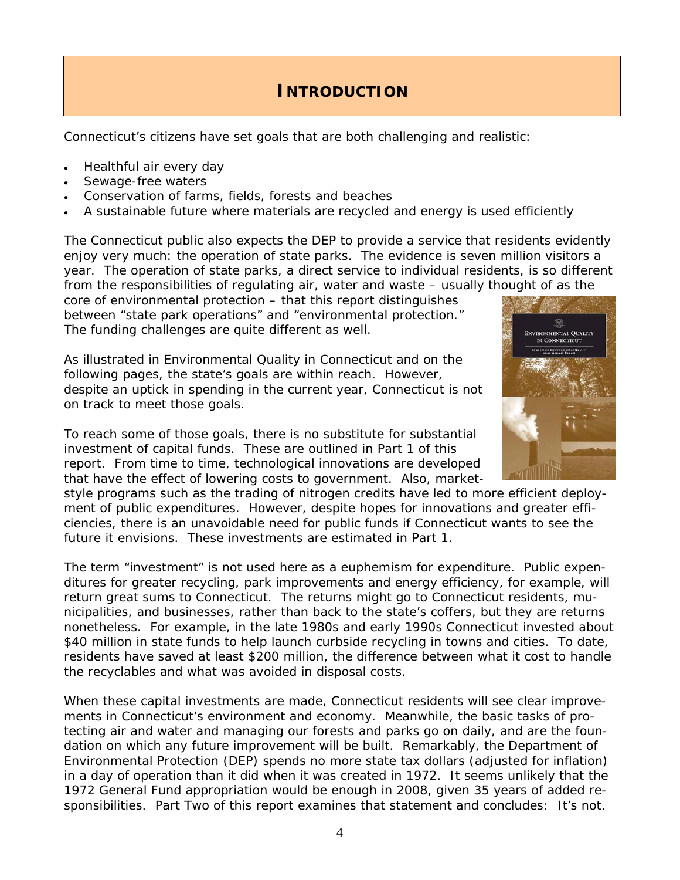# INTRODUCTION

Connecticut's citizens have set goals that are both challenging and realistic:

- Healthful air every day
- Sewage-free waters
- Conservation of farms, fields, forests and beaches
- A sustainable future where materials are recycled and energy is used efficiently

The Connecticut public also expects the DEP to provide a service that residents evidently enjoy very much: the operation of state parks. The evidence is seven million visitors a year. The operation of state parks, a direct service to individual residents, is so different from the responsibilities of regulating air, water and waste – usually thought of as the core of environmental protection – that this report distinguishes between "state park operations" and "environmental protection." The funding challenges are quite different as well.

As illustrated in Environmental Quality in Connecticut and on the following pages, the state's goals are within reach. However, despite an uptick in spending in the current year, Connecticut is not on track to meet those goals.

To reach some of those goals, there is no substitute for substantial investment of capital funds. These are outlined in Part 1 of this report. From time to time, technological innovations are developed that have the effect of lowering costs to government. Also, market-style programs such as the trading of nitrogen credits have led to more efficient deployment of public expenditures. However, despite hopes for innovations and greater efficiencies, there is an unavoidable need for public funds if Connecticut wants to see the future it envisions. These investments are estimated in Part 1.

The term "investment" is not used here as a euphemism for expenditure. Public expenditures for greater recycling, park improvements and energy efficiency, for example, will return great sums to Connecticut. The returns might go to Connecticut residents, municipalities, and businesses, rather than back to the state's coffers, but they are returns nonetheless. For example, in the late 1980s and early 1990s Connecticut invested about $40 million in state funds to help launch curbside recycling in towns and cities. To date, residents have saved at least $200 million, the difference between what it cost to handle the recyclables and what was avoided in disposal costs.

When these capital investments are made, Connecticut residents will see clear improvements in Connecticut's environment and economy. Meanwhile, the basic tasks of protecting air and water and managing our forests and parks go on daily, and are the foundation on which any future improvement will be built. Remarkably, the Department of Environmental Protection (DEP) spends no more state tax dollars (adjusted for inflation) in a day of operation than it did when it was created in 1972. It seems unlikely that the 1972 General Fund appropriation would be enough in 2008, given 35 years of added responsibilities. Part Two of this report examines that statement and concludes: It's not.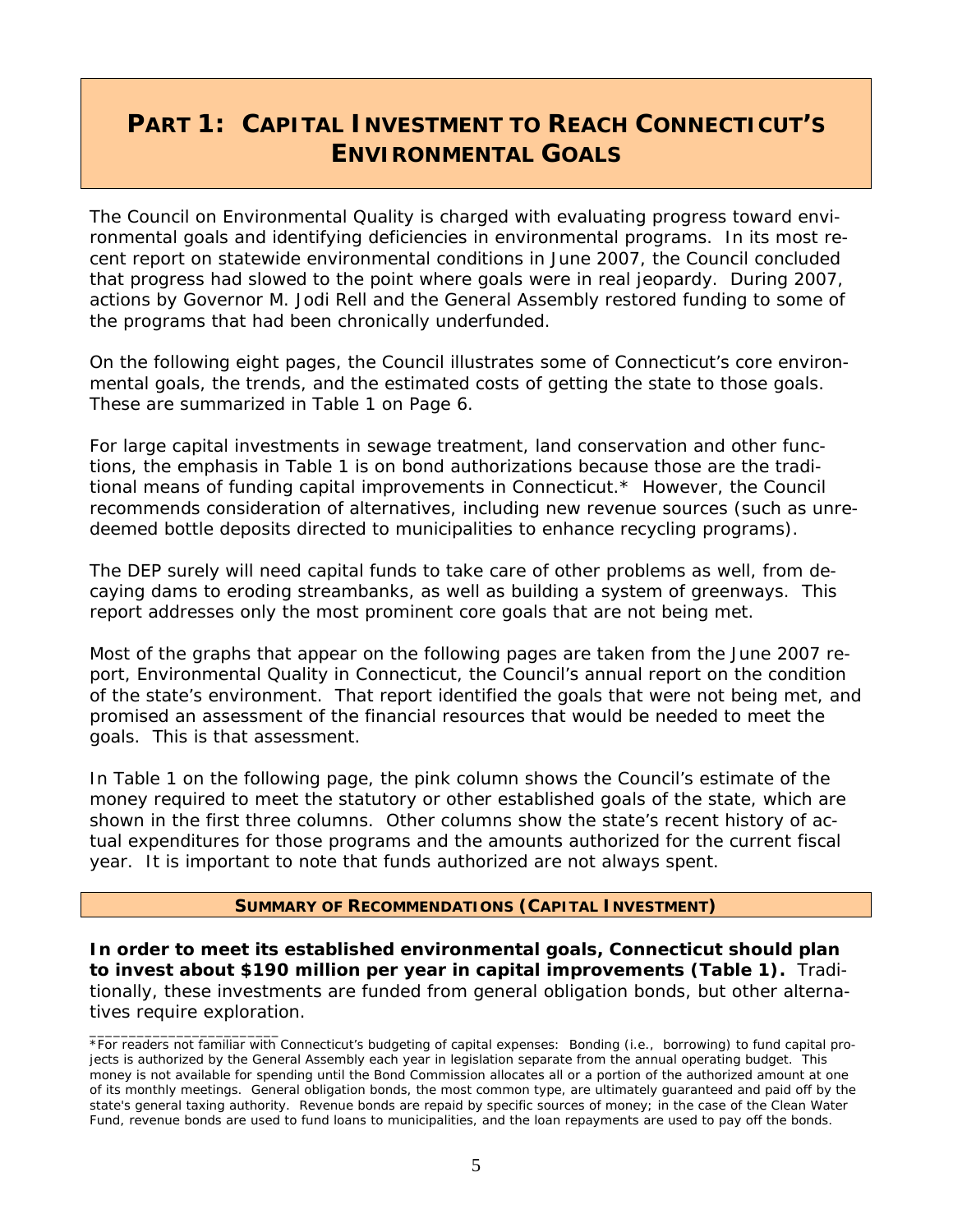# PART 1: CAPITAL INVESTMENT TO REACH CONNECTICUT'S ENVIRONMENTAL GOALS

The Council on Environmental Quality is charged with evaluating progress toward environmental goals and identifying deficiencies in environmental programs. In its most recent report on statewide environmental conditions in June 2007, the Council concluded that progress had slowed to the point where goals were in real jeopardy. During 2007, actions by Governor M. Jodi Rell and the General Assembly restored funding to some of the programs that had been chronically underfunded.

On the following eight pages, the Council illustrates some of Connecticut's core environmental goals, the trends, and the estimated costs of getting the state to those goals. These are summarized in Table 1 on Page 6.

For large capital investments in sewage treatment, land conservation and other functions, the emphasis in Table 1 is on bond authorizations because those are the traditional means of funding capital improvements in Connecticut.* However, the Council recommends consideration of alternatives, including new revenue sources (such as unredeemed bottle deposits directed to municipalities to enhance recycling programs).

The DEP surely will need capital funds to take care of other problems as well, from decaying dams to eroding streambanks, as well as building a system of greenways. This report addresses only the most prominent core goals that are not being met.

Most of the graphs that appear on the following pages are taken from the June 2007 report, Environmental Quality in Connecticut, the Council's annual report on the condition of the state's environment. That report identified the goals that were not being met, and promised an assessment of the financial resources that would be needed to meet the goals. This is that assessment.

In Table 1 on the following page, the pink column shows the Council's estimate of the money required to meet the statutory or other established goals of the state, which are shown in the first three columns. Other columns show the state's recent history of actual expenditures for those programs and the amounts authorized for the current fiscal year. It is important to note that funds authorized are not always spent.

## SUMMARY OF RECOMMENDATIONS (CAPITAL INVESTMENT)

**In order to meet its established environmental goals, Connecticut should plan to invest about $190 million per year in capital improvements (Table 1).** Traditionally, these investments are funded from general obligation bonds, but other alternatives require exploration.

---

*For readers not familiar with Connecticut's budgeting of capital expenses: Bonding (i.e., borrowing) to fund capital projects is authorized by the General Assembly each year in legislation separate from the annual operating budget. This money is not available for spending until the Bond Commission allocates all or a portion of the authorized amount at one of its monthly meetings. General obligation bonds, the most common type, are ultimately guaranteed and paid off by the state's general taxing authority. Revenue bonds are repaid by specific sources of money; in the case of the Clean Water Fund, revenue bonds are used to fund loans to municipalities, and the loan repayments are used to pay off the bonds.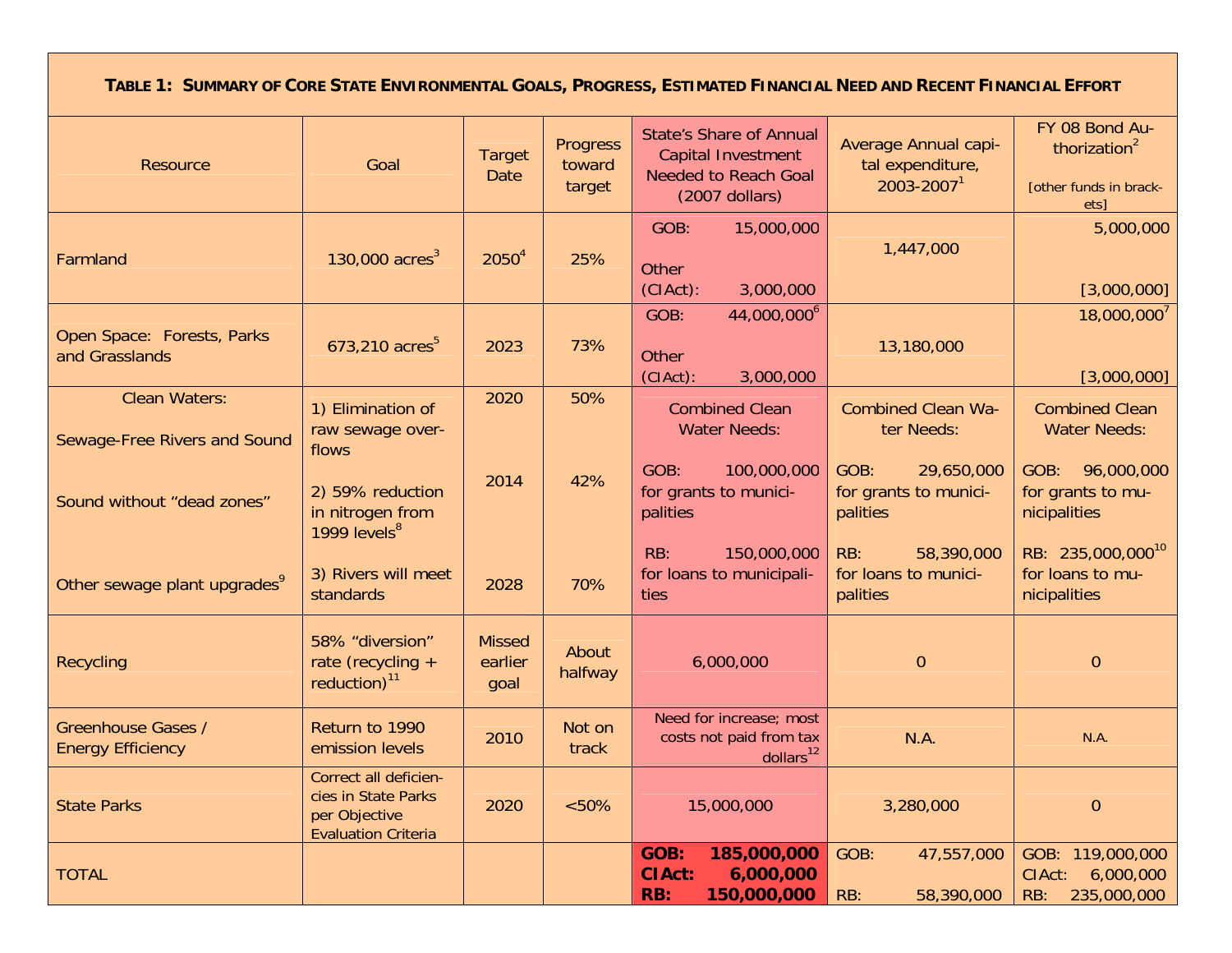| **Table 1: Summary of Core State Environmental Goals, Progress, Estimated Financial Need and Recent Financial Effort** | | | | | | |
|---|---|---|---|---|---|---|
| Resource | Goal | Target Date | Progress toward target | State's Share of Annual Capital Investment Needed to Reach Goal (2007 dollars) | Average Annual capital expenditure, 2003-2007[1] | FY 08 Bond Authorization[2] [other funds in brackets] |
| Farmland | 130,000 acres[3] | 2050[4] | 25% | GOB: 15,000,000<br>Other (CIAct): 3,000,000 | 1,447,000 | 5,000,000<br>[3,000,000] |
| Open Space: Forests, Parks and Grasslands | 673,210 acres[5] | 2023 | 73% | GOB: 44,000,000[6]<br>Other (CIAct): 3,000,000 | 13,180,000 | 18,000,000[7]<br>[3,000,000] |
| Clean Waters:<br>Sewage-Free Rivers and Sound<br>Sound without "dead zones"<br>Other sewage plant upgrades[9] | 1) Elimination of raw sewage overflows<br>2) 59% reduction in nitrogen from 1999 levels[8]<br>3) Rivers will meet standards | 2020<br>2014<br>2028 | 50%<br>42%<br>70% | Combined Clean Water Needs:<br>GOB: 100,000,000 for grants to municipalities<br>RB: 150,000,000 for loans to municipalities | Combined Clean Water Needs:<br>GOB: 29,650,000 for grants to municipalities<br>RB: 58,390,000 for loans to municipalities | Combined Clean Water Needs:<br>GOB: 96,000,000 for grants to municipalities<br>RB: 235,000,000[10] for loans to municipalities |
| Recycling | 58% "diversion" rate (recycling + reduction)[11] | Missed earlier goal | About halfway | 6,000,000 | 0 | 0 |
| Greenhouse Gases / Energy Efficiency | Return to 1990 emission levels | 2010 | Not on track | Need for increase; most costs not paid from tax dollars[12] | N.A. | N.A. |
| State Parks | Correct all deficiencies in State Parks per Objective Evaluation Criteria | 2020 | <50% | 15,000,000 | 3,280,000 | 0 |
| TOTAL | | | | **GOB: 185,000,000**<br>**CIAct: 6,000,000**<br>**RB: 150,000,000** | GOB: 47,557,000<br>RB: 58,390,000 | GOB: 119,000,000<br>CIAct: 6,000,000<br>RB: 235,000,000 |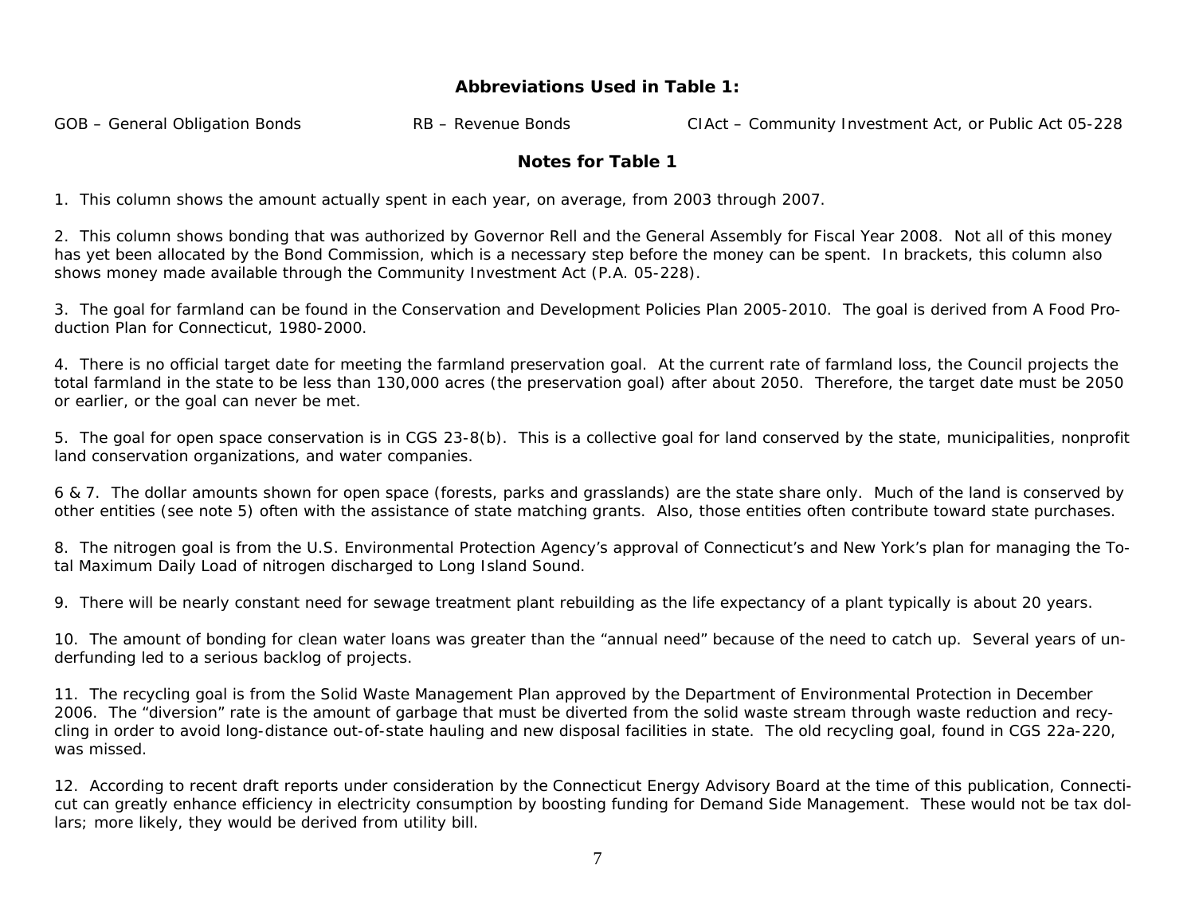### Abbreviations Used in Table 1:

GOB – General Obligation Bonds RB – Revenue Bonds CIAct – Community Investment Act, or Public Act 05-228

### Notes for Table 1

1. This column shows the amount actually spent in each year, on average, from 2003 through 2007.

2. This column shows bonding that was authorized by Governor Rell and the General Assembly for Fiscal Year 2008. Not all of this money has yet been allocated by the Bond Commission, which is a necessary step before the money can be spent. In brackets, this column also shows money made available through the Community Investment Act (P.A. 05-228).

3. The goal for farmland can be found in the Conservation and Development Policies Plan 2005-2010. The goal is derived from A Food Production Plan for Connecticut, 1980-2000.

4. There is no official target date for meeting the farmland preservation goal. At the current rate of farmland loss, the Council projects the total farmland in the state to be less than 130,000 acres (the preservation goal) after about 2050. Therefore, the target date must be 2050 or earlier, or the goal can never be met.

5. The goal for open space conservation is in CGS 23-8(b). This is a collective goal for land conserved by the state, municipalities, nonprofit land conservation organizations, and water companies.

6 & 7. The dollar amounts shown for open space (forests, parks and grasslands) are the state share only. Much of the land is conserved by other entities (see note 5) often with the assistance of state matching grants. Also, those entities often contribute toward state purchases.

8. The nitrogen goal is from the U.S. Environmental Protection Agency's approval of Connecticut's and New York's plan for managing the Total Maximum Daily Load of nitrogen discharged to Long Island Sound.

9. There will be nearly constant need for sewage treatment plant rebuilding as the life expectancy of a plant typically is about 20 years.

10. The amount of bonding for clean water loans was greater than the "annual need" because of the need to catch up. Several years of underfunding led to a serious backlog of projects.

11. The recycling goal is from the Solid Waste Management Plan approved by the Department of Environmental Protection in December 2006. The "diversion" rate is the amount of garbage that must be diverted from the solid waste stream through waste reduction and recycling in order to avoid long-distance out-of-state hauling and new disposal facilities in state. The old recycling goal, found in CGS 22a-220, was missed.

12. According to recent draft reports under consideration by the Connecticut Energy Advisory Board at the time of this publication, Connecticut can greatly enhance efficiency in electricity consumption by boosting funding for Demand Side Management. These would not be tax dollars; more likely, they would be derived from utility bill.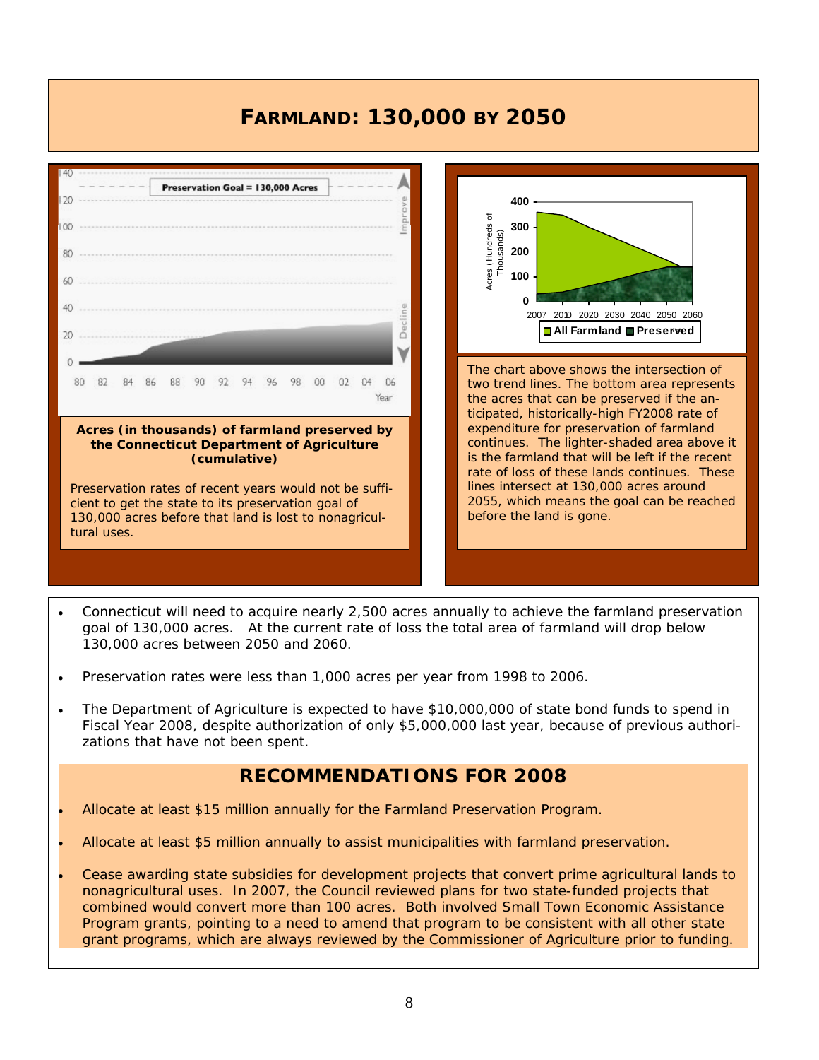# FARMLAND: 130,000 BY 2050

**Acres (in thousands) of farmland preserved by the Connecticut Department of Agriculture (cumulative)**

Preservation rates of recent years would not be sufficient to get the state to its preservation goal of 130,000 acres before that land is lost to nonagricultural uses.

The chart above shows the intersection of two trend lines. The bottom area represents the acres that can be preserved if the anticipated, historically-high FY2008 rate of expenditure for preservation of farmland continues. The lighter-shaded area above it is the farmland that will be left if the recent rate of loss of these lands continues. These lines intersect at 130,000 acres around 2055, which means the goal can be reached before the land is gone.

- Connecticut will need to acquire nearly 2,500 acres annually to achieve the farmland preservation goal of 130,000 acres. At the current rate of loss the total area of farmland will drop below 130,000 acres between 2050 and 2060.
- Preservation rates were less than 1,000 acres per year from 1998 to 2006.
- The Department of Agriculture is expected to have $10,000,000 of state bond funds to spend in Fiscal Year 2008, despite authorization of only $5,000,000 last year, because of previous authorizations that have not been spent.

## RECOMMENDATIONS FOR 2008

- Allocate at least $15 million annually for the Farmland Preservation Program.
- Allocate at least $5 million annually to assist municipalities with farmland preservation.
- Cease awarding state subsidies for development projects that convert prime agricultural lands to nonagricultural uses. In 2007, the Council reviewed plans for two state-funded projects that combined would convert more than 100 acres. Both involved Small Town Economic Assistance Program grants, pointing to a need to amend that program to be consistent with all other state grant programs, which are always reviewed by the Commissioner of Agriculture prior to funding.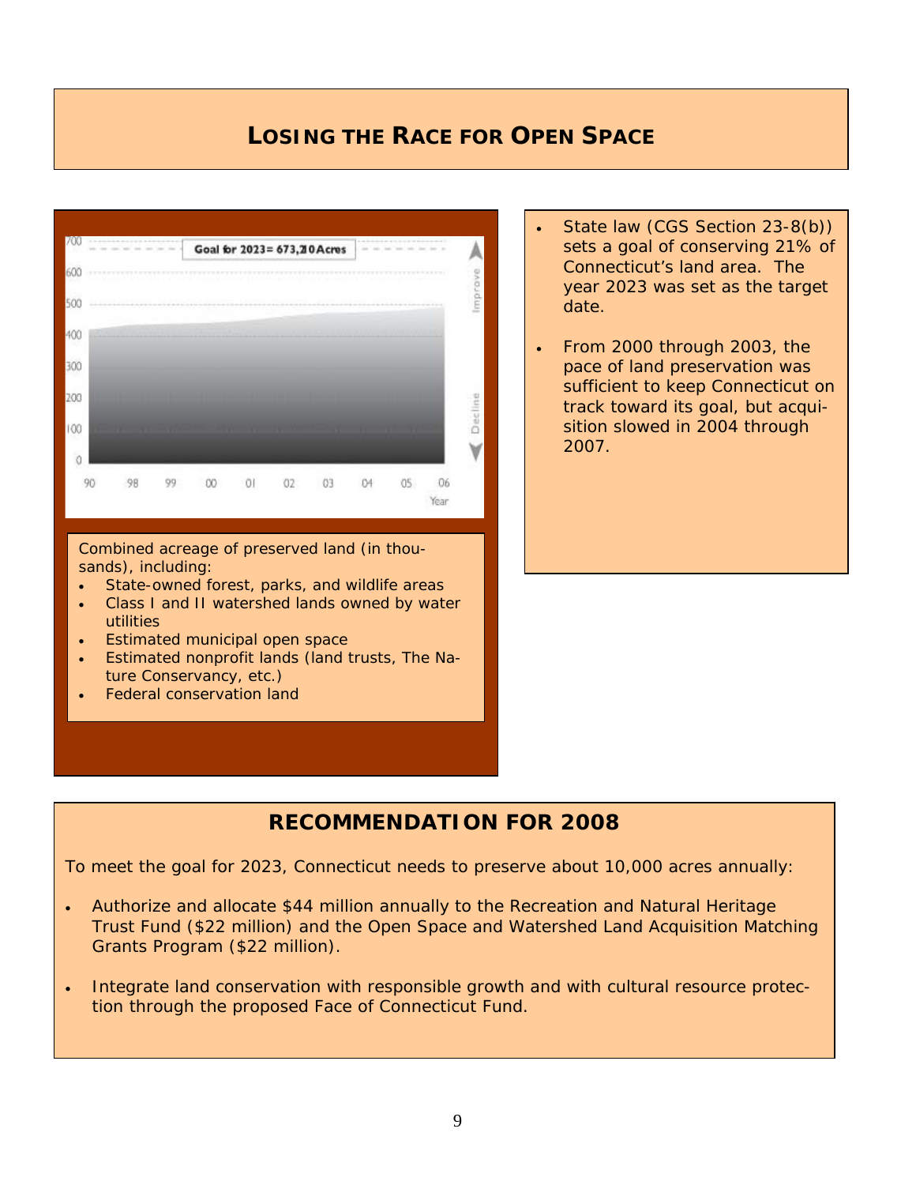# LOSING THE RACE FOR OPEN SPACE

Combined acreage of preserved land (in thousands), including:

- State-owned forest, parks, and wildlife areas
- Class I and II watershed lands owned by water utilities
- Estimated municipal open space
- Estimated nonprofit lands (land trusts, The Nature Conservancy, etc.)
- Federal conservation land

- State law (CGS Section 23-8(b)) sets a goal of conserving 21% of Connecticut's land area. The year 2023 was set as the target date.
- From 2000 through 2003, the pace of land preservation was sufficient to keep Connecticut on track toward its goal, but acquisition slowed in 2004 through 2007.

## RECOMMENDATION FOR 2008

To meet the goal for 2023, Connecticut needs to preserve about 10,000 acres annually:

- Authorize and allocate $44 million annually to the Recreation and Natural Heritage Trust Fund ($22 million) and the Open Space and Watershed Land Acquisition Matching Grants Program ($22 million).
- Integrate land conservation with responsible growth and with cultural resource protection through the proposed Face of Connecticut Fund.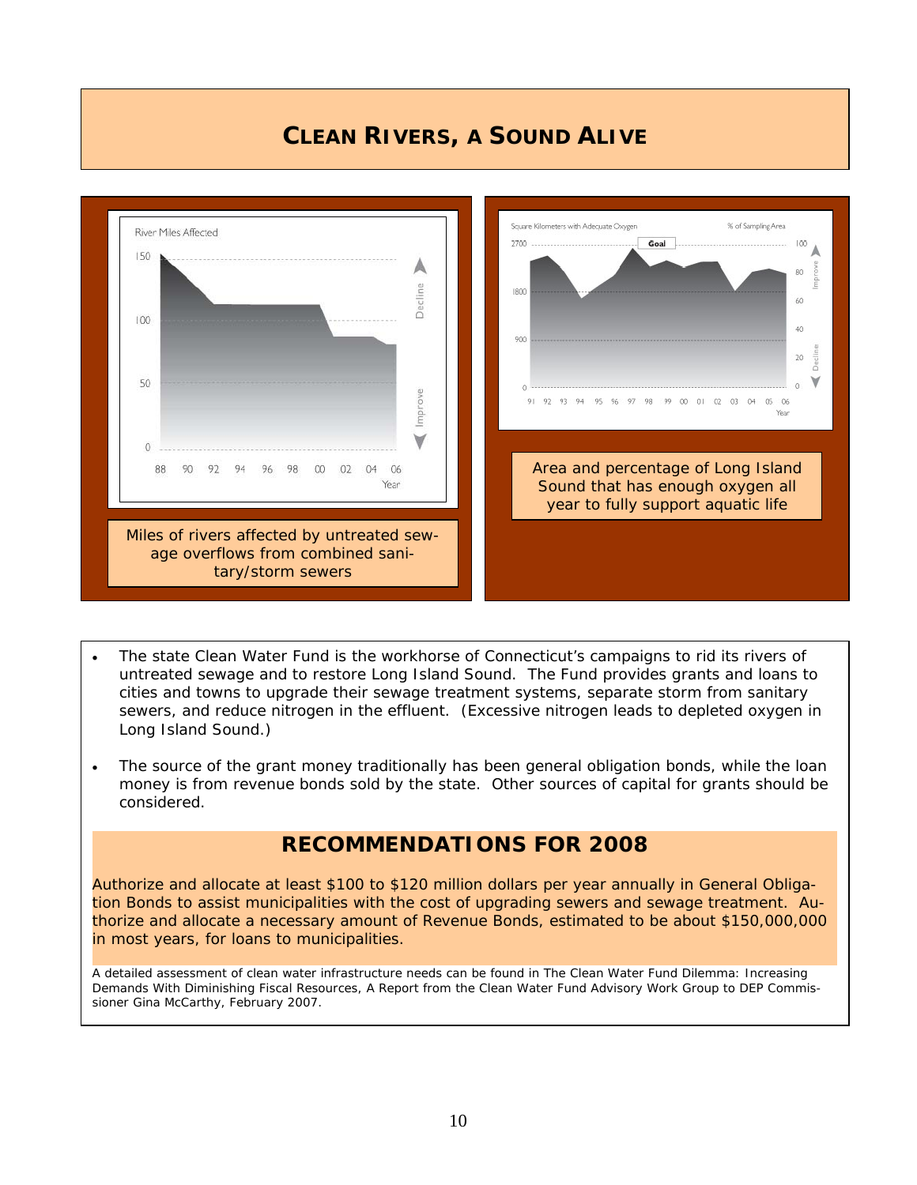# CLEAN RIVERS, A SOUND ALIVE

Miles of rivers affected by untreated sewage overflows from combined sanitary/storm sewers

Area and percentage of Long Island Sound that has enough oxygen all year to fully support aquatic life

- The state Clean Water Fund is the workhorse of Connecticut's campaigns to rid its rivers of untreated sewage and to restore Long Island Sound. The Fund provides grants and loans to cities and towns to upgrade their sewage treatment systems, separate storm from sanitary sewers, and reduce nitrogen in the effluent. (Excessive nitrogen leads to depleted oxygen in Long Island Sound.)
- The source of the grant money traditionally has been general obligation bonds, while the loan money is from revenue bonds sold by the state. Other sources of capital for grants should be considered.

## RECOMMENDATIONS FOR 2008

Authorize and allocate at least $100 to $120 million dollars per year annually in General Obligation Bonds to assist municipalities with the cost of upgrading sewers and sewage treatment. Authorize and allocate a necessary amount of Revenue Bonds, estimated to be about $150,000,000 in most years, for loans to municipalities.

A detailed assessment of clean water infrastructure needs can be found in The Clean Water Fund Dilemma: Increasing Demands With Diminishing Fiscal Resources, A Report from the Clean Water Fund Advisory Work Group to DEP Commissioner Gina McCarthy, February 2007.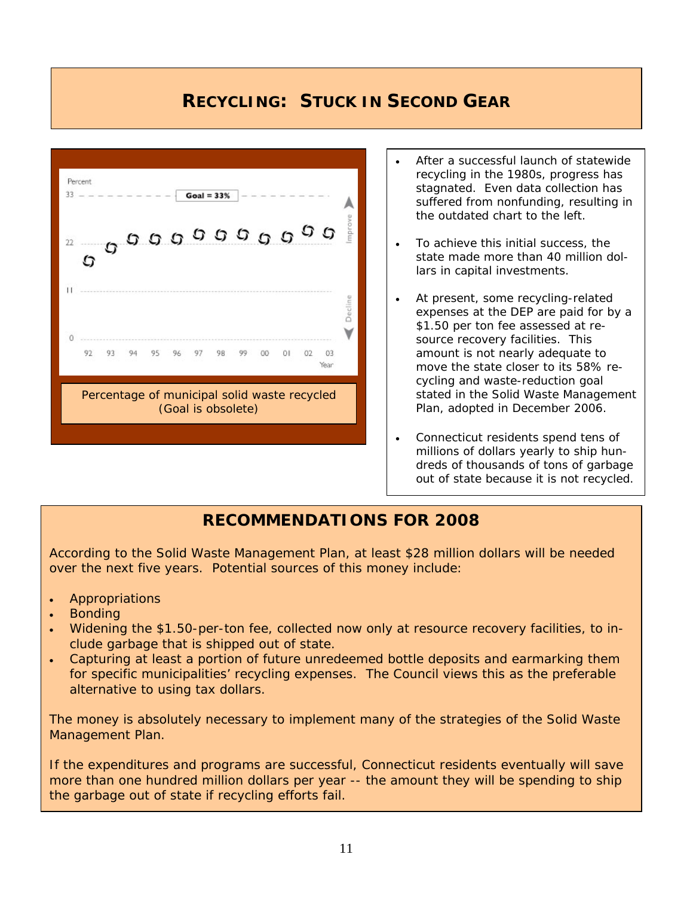# RECYCLING: STUCK IN SECOND GEAR

Percentage of municipal solid waste recycled (Goal is obsolete)

- After a successful launch of statewide recycling in the 1980s, progress has stagnated. Even data collection has suffered from nonfunding, resulting in the outdated chart to the left.
- To achieve this initial success, the state made more than 40 million dollars in capital investments.
- At present, some recycling-related expenses at the DEP are paid for by a $1.50 per ton fee assessed at resource recovery facilities. This amount is not nearly adequate to move the state closer to its 58% recycling and waste-reduction goal stated in the Solid Waste Management Plan, adopted in December 2006.
- Connecticut residents spend tens of millions of dollars yearly to ship hundreds of thousands of tons of garbage out of state because it is not recycled.

## RECOMMENDATIONS FOR 2008

According to the Solid Waste Management Plan, at least $28 million dollars will be needed over the next five years. Potential sources of this money include:

- Appropriations
- Bonding
- Widening the $1.50-per-ton fee, collected now only at resource recovery facilities, to include garbage that is shipped out of state.
- Capturing at least a portion of future unredeemed bottle deposits and earmarking them for specific municipalities' recycling expenses. The Council views this as the preferable alternative to using tax dollars.

The money is absolutely necessary to implement many of the strategies of the Solid Waste Management Plan.

If the expenditures and programs are successful, Connecticut residents eventually will save more than one hundred million dollars per year -- the amount they will be spending to ship the garbage out of state if recycling efforts fail.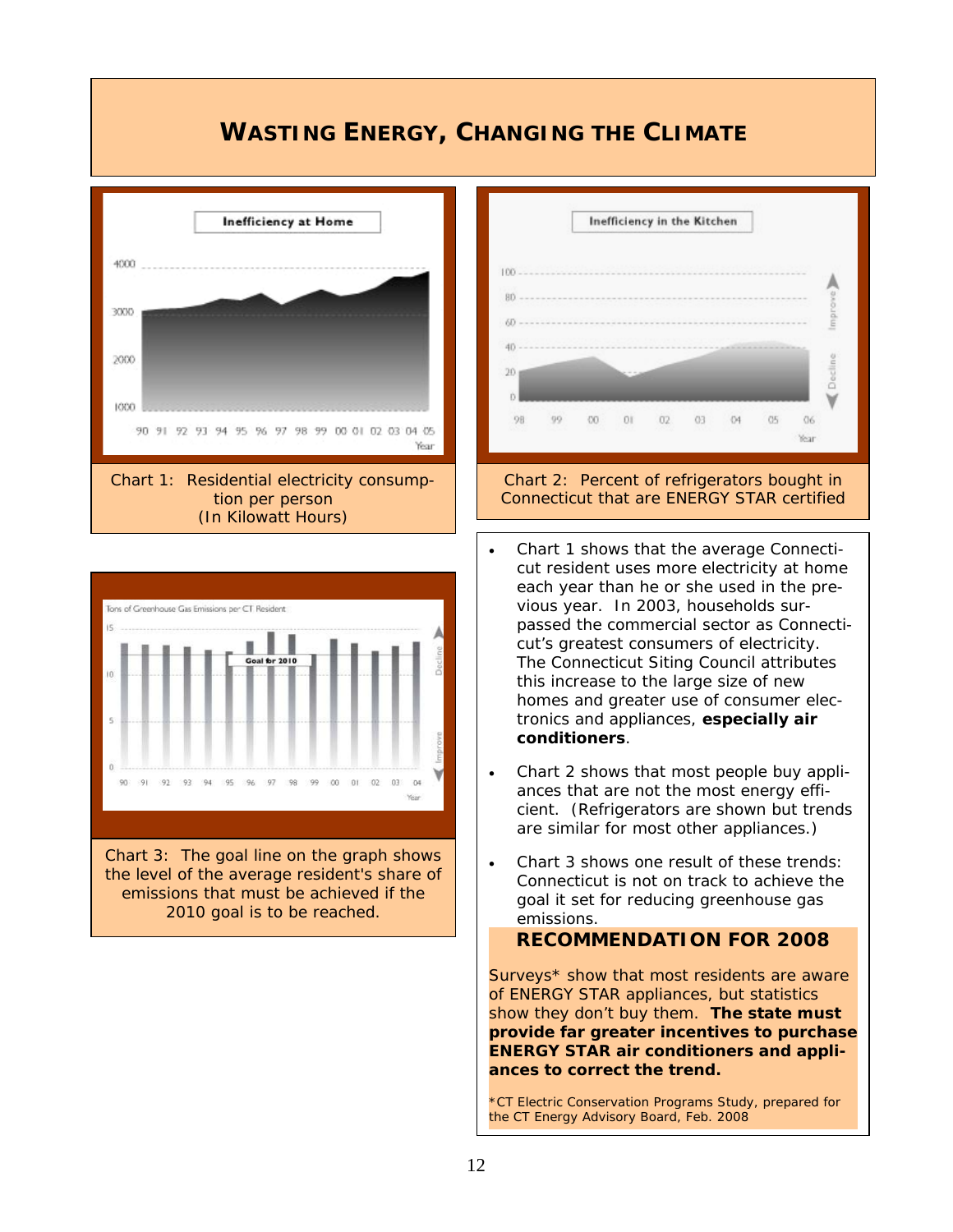# WASTING ENERGY, CHANGING THE CLIMATE

Chart 1: Residential electricity consumption per person (In Kilowatt Hours)

Chart 2: Percent of refrigerators bought in Connecticut that are ENERGY STAR certified

Chart 3: The goal line on the graph shows the level of the average resident's share of emissions that must be achieved if the 2010 goal is to be reached.

- Chart 1 shows that the average Connecticut resident uses more electricity at home each year than he or she used in the previous year. In 2003, households surpassed the commercial sector as Connecticut's greatest consumers of electricity. The Connecticut Siting Council attributes this increase to the large size of new homes and greater use of consumer electronics and appliances, **especially air conditioners**.
- Chart 2 shows that most people buy appliances that are not the most energy efficient. (Refrigerators are shown but trends are similar for most other appliances.)
- Chart 3 shows one result of these trends: Connecticut is not on track to achieve the goal it set for reducing greenhouse gas emissions.

## RECOMMENDATION FOR 2008

Surveys* show that most residents are aware of ENERGY STAR appliances, but statistics show they don't buy them. **The state must provide far greater incentives to purchase ENERGY STAR air conditioners and appliances to correct the trend.**

*CT Electric Conservation Programs Study, prepared for the CT Energy Advisory Board, Feb. 2008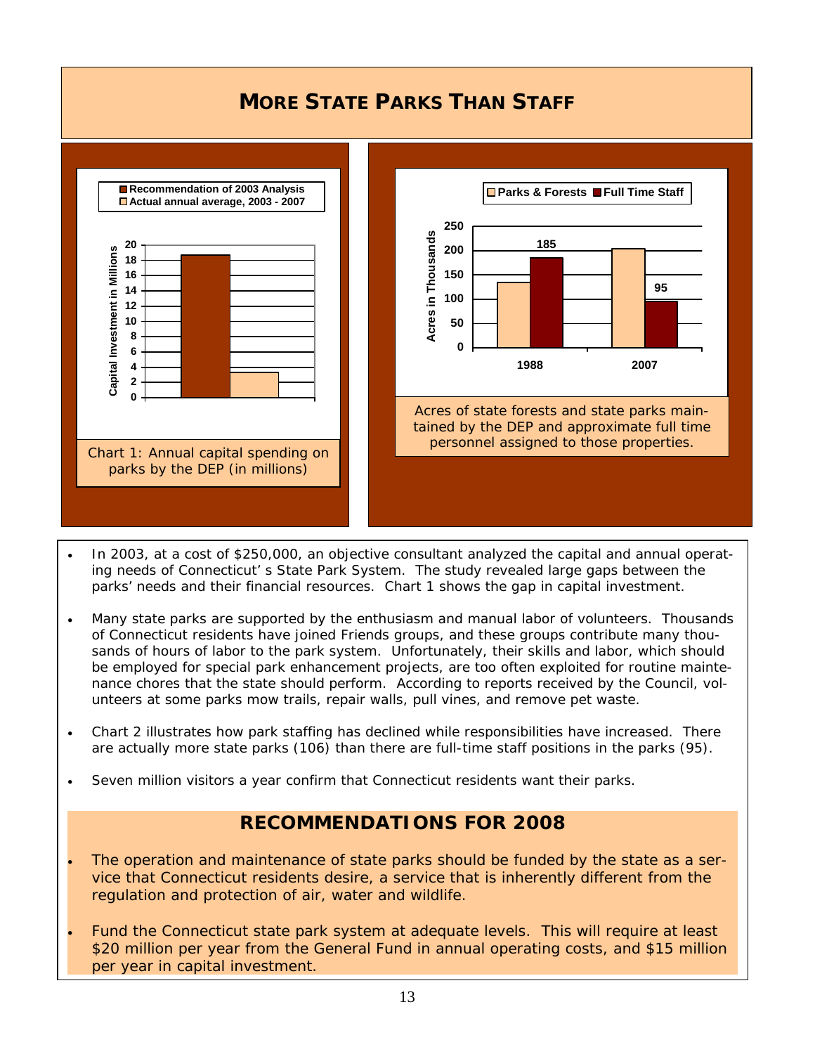# MORE STATE PARKS THAN STAFF

Chart 1: Annual capital spending on parks by the DEP (in millions)

Acres of state forests and state parks maintained by the DEP and approximate full time personnel assigned to those properties.

- In 2003, at a cost of $250,000, an objective consultant analyzed the capital and annual operating needs of Connecticut's State Park System. The study revealed large gaps between the parks' needs and their financial resources. Chart 1 shows the gap in capital investment.

- Many state parks are supported by the enthusiasm and manual labor of volunteers. Thousands of Connecticut residents have joined Friends groups, and these groups contribute many thousands of hours of labor to the park system. Unfortunately, their skills and labor, which should be employed for special park enhancement projects, are too often exploited for routine maintenance chores that the state should perform. According to reports received by the Council, volunteers at some parks mow trails, repair walls, pull vines, and remove pet waste.

- Chart 2 illustrates how park staffing has declined while responsibilities have increased. There are actually more state parks (106) than there are full-time staff positions in the parks (95).

- Seven million visitors a year confirm that Connecticut residents want their parks.

## RECOMMENDATIONS FOR 2008

- The operation and maintenance of state parks should be funded by the state as a service that Connecticut residents desire, a service that is inherently different from the regulation and protection of air, water and wildlife.

- Fund the Connecticut state park system at adequate levels. This will require at least $20 million per year from the General Fund in annual operating costs, and $15 million per year in capital investment.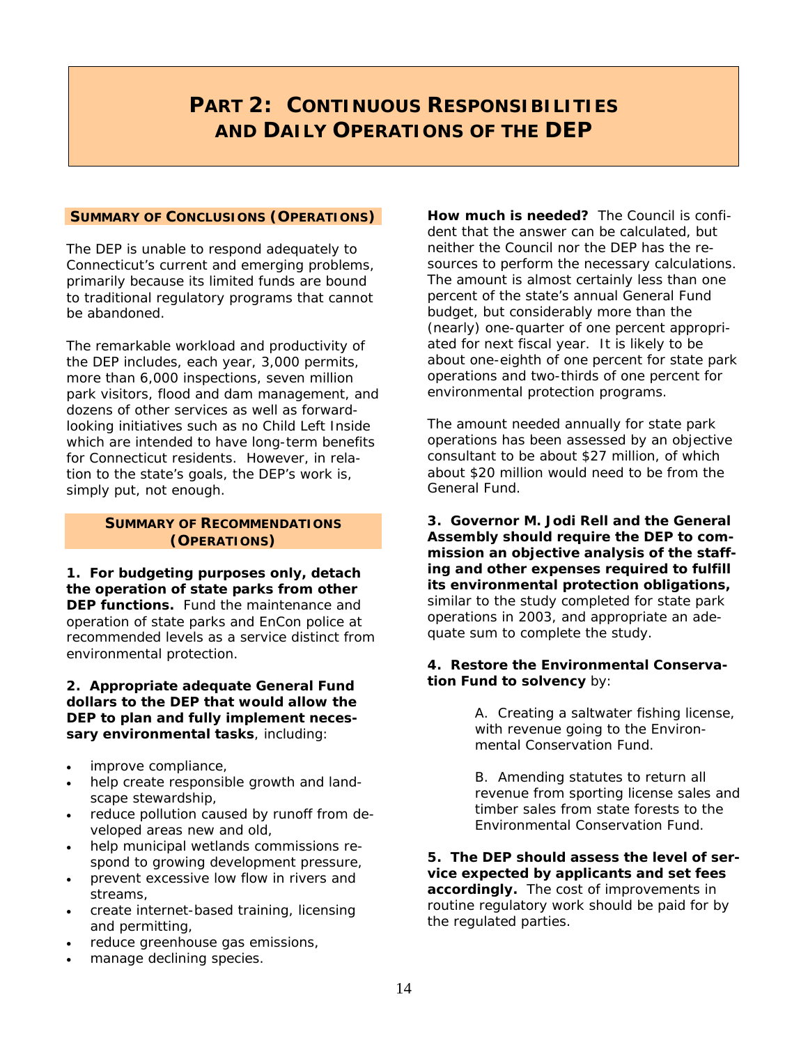# Part 2: Continuous Responsibilities and Daily Operations of the DEP

## Summary of Conclusions (Operations)

The DEP is unable to respond adequately to Connecticut's current and emerging problems, primarily because its limited funds are bound to traditional regulatory programs that cannot be abandoned.

The remarkable workload and productivity of the DEP includes, each year, 3,000 permits, more than 6,000 inspections, seven million park visitors, flood and dam management, and dozens of other services as well as forward-looking initiatives such as no Child Left Inside which are intended to have long-term benefits for Connecticut residents. However, in relation to the state's goals, the DEP's work is, simply put, not enough.

## Summary of Recommendations (Operations)

**1. For budgeting purposes only, detach the operation of state parks from other DEP functions.** Fund the maintenance and operation of state parks and EnCon police at recommended levels as a service distinct from environmental protection.

**2. Appropriate adequate General Fund dollars to the DEP that would allow the DEP to plan and fully implement necessary environmental tasks**, including:

- improve compliance,
- help create responsible growth and landscape stewardship,
- reduce pollution caused by runoff from developed areas new and old,
- help municipal wetlands commissions respond to growing development pressure,
- prevent excessive low flow in rivers and streams,
- create internet-based training, licensing and permitting,
- reduce greenhouse gas emissions,
- manage declining species.

**How much is needed?** The Council is confident that the answer can be calculated, but neither the Council nor the DEP has the resources to perform the necessary calculations. The amount is almost certainly less than one percent of the state's annual General Fund budget, but considerably more than the (nearly) one-quarter of one percent appropriated for next fiscal year. It is likely to be about one-eighth of one percent for state park operations and two-thirds of one percent for environmental protection programs.

The amount needed annually for state park operations has been assessed by an objective consultant to be about $27 million, of which about $20 million would need to be from the General Fund.

**3. Governor M. Jodi Rell and the General Assembly should require the DEP to commission an objective analysis of the staffing and other expenses required to fulfill its environmental protection obligations,** similar to the study completed for state park operations in 2003, and appropriate an adequate sum to complete the study.

**4. Restore the Environmental Conservation Fund to solvency** by:

> A. Creating a saltwater fishing license, with revenue going to the Environmental Conservation Fund.
>
> B. Amending statutes to return all revenue from sporting license sales and timber sales from state forests to the Environmental Conservation Fund.

**5. The DEP should assess the level of service expected by applicants and set fees accordingly.** The cost of improvements in routine regulatory work should be paid for by the regulated parties.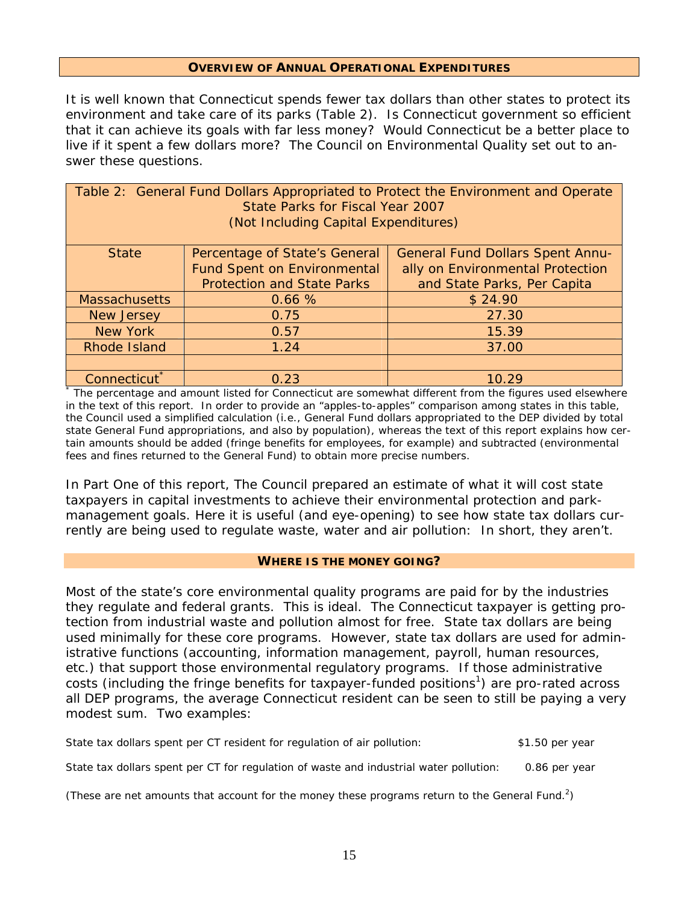## Overview of Annual Operational Expenditures

It is well known that Connecticut spends fewer tax dollars than other states to protect its environment and take care of its parks (Table 2). Is Connecticut government so efficient that it can achieve its goals with far less money? Would Connecticut be a better place to live if it spent a few dollars more? The Council on Environmental Quality set out to answer these questions.

Table 2: General Fund Dollars Appropriated to Protect the Environment and Operate State Parks for Fiscal Year 2007 (Not Including Capital Expenditures)

| State | Percentage of State's General Fund Spent on Environmental Protection and State Parks | General Fund Dollars Spent Annually on Environmental Protection and State Parks, Per Capita |
|---|---|---|
| Massachusetts | 0.66 % | $ 24.90 |
| New Jersey | 0.75 | 27.30 |
| New York | 0.57 | 15.39 |
| Rhode Island | 1.24 | 37.00 |
| | | |
| Connecticut* | 0.23 | 10.29 |

* The percentage and amount listed for Connecticut are somewhat different from the figures used elsewhere in the text of this report. In order to provide an "apples-to-apples" comparison among states in this table, the Council used a simplified calculation (i.e., General Fund dollars appropriated to the DEP divided by total state General Fund appropriations, and also by population), whereas the text of this report explains how certain amounts should be added (fringe benefits for employees, for example) and subtracted (environmental fees and fines returned to the General Fund) to obtain more precise numbers.

In Part One of this report, The Council prepared an estimate of what it will cost state taxpayers in capital investments to achieve their environmental protection and park-management goals. Here it is useful (and eye-opening) to see how state tax dollars currently are being used to regulate waste, water and air pollution: In short, they aren't.

## Where is the money going?

Most of the state's core environmental quality programs are paid for by the industries they regulate and federal grants. This is ideal. The Connecticut taxpayer is getting protection from industrial waste and pollution almost for free. State tax dollars are being used minimally for these core programs. However, state tax dollars are used for administrative functions (accounting, information management, payroll, human resources, etc.) that support those environmental regulatory programs. If those administrative costs (including the fringe benefits for taxpayer-funded positions[1]) are pro-rated across all DEP programs, the average Connecticut resident can be seen to still be paying a very modest sum. Two examples:

State tax dollars spent per CT resident for regulation of air pollution: $1.50 per year

State tax dollars spent per CT for regulation of waste and industrial water pollution: 0.86 per year

(These are net amounts that account for the money these programs return to the General Fund.[2])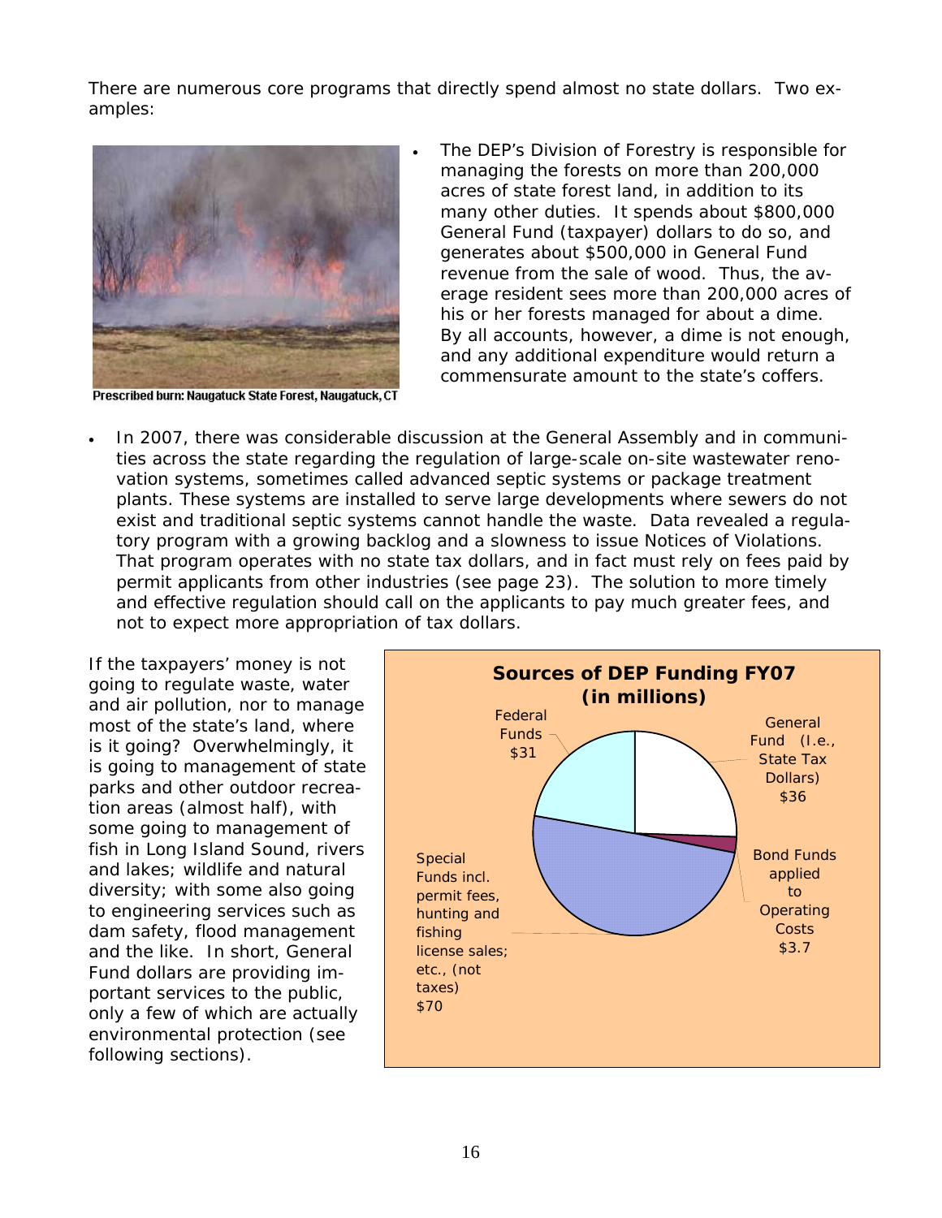There are numerous core programs that directly spend almost no state dollars. Two examples:

Prescribed burn: Naugatuck State Forest, Naugatuck, CT

- The DEP's Division of Forestry is responsible for managing the forests on more than 200,000 acres of state forest land, in addition to its many other duties. It spends about $800,000 General Fund (taxpayer) dollars to do so, and generates about $500,000 in General Fund revenue from the sale of wood. Thus, the average resident sees more than 200,000 acres of his or her forests managed for about a dime. By all accounts, however, a dime is not enough, and any additional expenditure would return a commensurate amount to the state's coffers.

- In 2007, there was considerable discussion at the General Assembly and in communities across the state regarding the regulation of large-scale on-site wastewater renovation systems, sometimes called advanced septic systems or package treatment plants. These systems are installed to serve large developments where sewers do not exist and traditional septic systems cannot handle the waste. Data revealed a regulatory program with a growing backlog and a slowness to issue Notices of Violations. That program operates with no state tax dollars, and in fact must rely on fees paid by permit applicants from other industries (see page 23). The solution to more timely and effective regulation should call on the applicants to pay much greater fees, and not to expect more appropriation of tax dollars.

If the taxpayers' money is not going to regulate waste, water and air pollution, nor to manage most of the state's land, where is it going? Overwhelmingly, it is going to management of state parks and other outdoor recreation areas (almost half), with some going to management of fish in Long Island Sound, rivers and lakes; wildlife and natural diversity; with some also going to engineering services such as dam safety, flood management and the like. In short, General Fund dollars are providing important services to the public, only a few of which are actually environmental protection (see following sections).

**Sources of DEP Funding FY07 (in millions)**

| Source | Amount |
|---|---|
| General Fund (I.e., State Tax Dollars) | $36 |
| Bond Funds applied to Operating Costs | $3.7 |
| Special Funds incl. permit fees, hunting and fishing license sales; etc., (not taxes) | $70 |
| Federal Funds | $31 |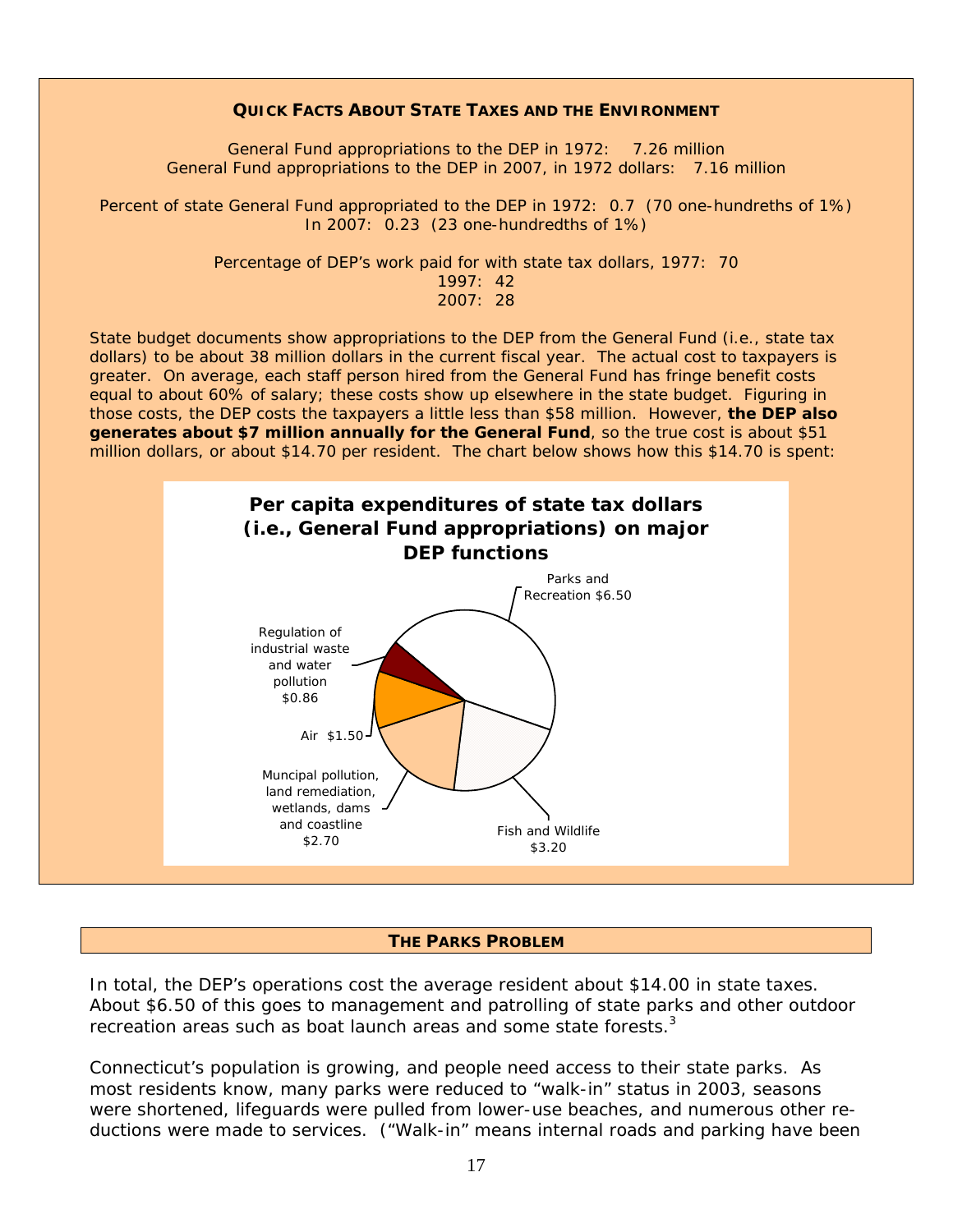### Quick Facts About State Taxes and the Environment

General Fund appropriations to the DEP in 1972: 7.26 million
General Fund appropriations to the DEP in 2007, in 1972 dollars: 7.16 million

Percent of state General Fund appropriated to the DEP in 1972: 0.7 (70 one-hundreths of 1%)
In 2007: 0.23 (23 one-hundredths of 1%)

Percentage of DEP's work paid for with state tax dollars, 1977: 70
1997: 42
2007: 28

State budget documents show appropriations to the DEP from the General Fund (i.e., state tax dollars) to be about 38 million dollars in the current fiscal year. The actual cost to taxpayers is greater. On average, each staff person hired from the General Fund has fringe benefit costs equal to about 60% of salary; these costs show up elsewhere in the state budget. Figuring in those costs, the DEP costs the taxpayers a little less than $58 million. However, **the DEP also generates about $7 million annually for the General Fund**, so the true cost is about $51 million dollars, or about $14.70 per resident. The chart below shows how this $14.70 is spent:

**Per capita expenditures of state tax dollars (i.e., General Fund appropriations) on major DEP functions**

| Function | Per capita |
|---|---|
| Parks and Recreation | $6.50 |
| Fish and Wildlife | $3.20 |
| Muncipal pollution, land remediation, wetlands, dams and coastline | $2.70 |
| Air | $1.50 |
| Regulation of industrial waste and water pollution | $0.86 |

### The Parks Problem

In total, the DEP's operations cost the average resident about $14.00 in state taxes. About $6.50 of this goes to management and patrolling of state parks and other outdoor recreation areas such as boat launch areas and some state forests.[3]

Connecticut's population is growing, and people need access to their state parks. As most residents know, many parks were reduced to "walk-in" status in 2003, seasons were shortened, lifeguards were pulled from lower-use beaches, and numerous other reductions were made to services. ("Walk-in" means internal roads and parking have been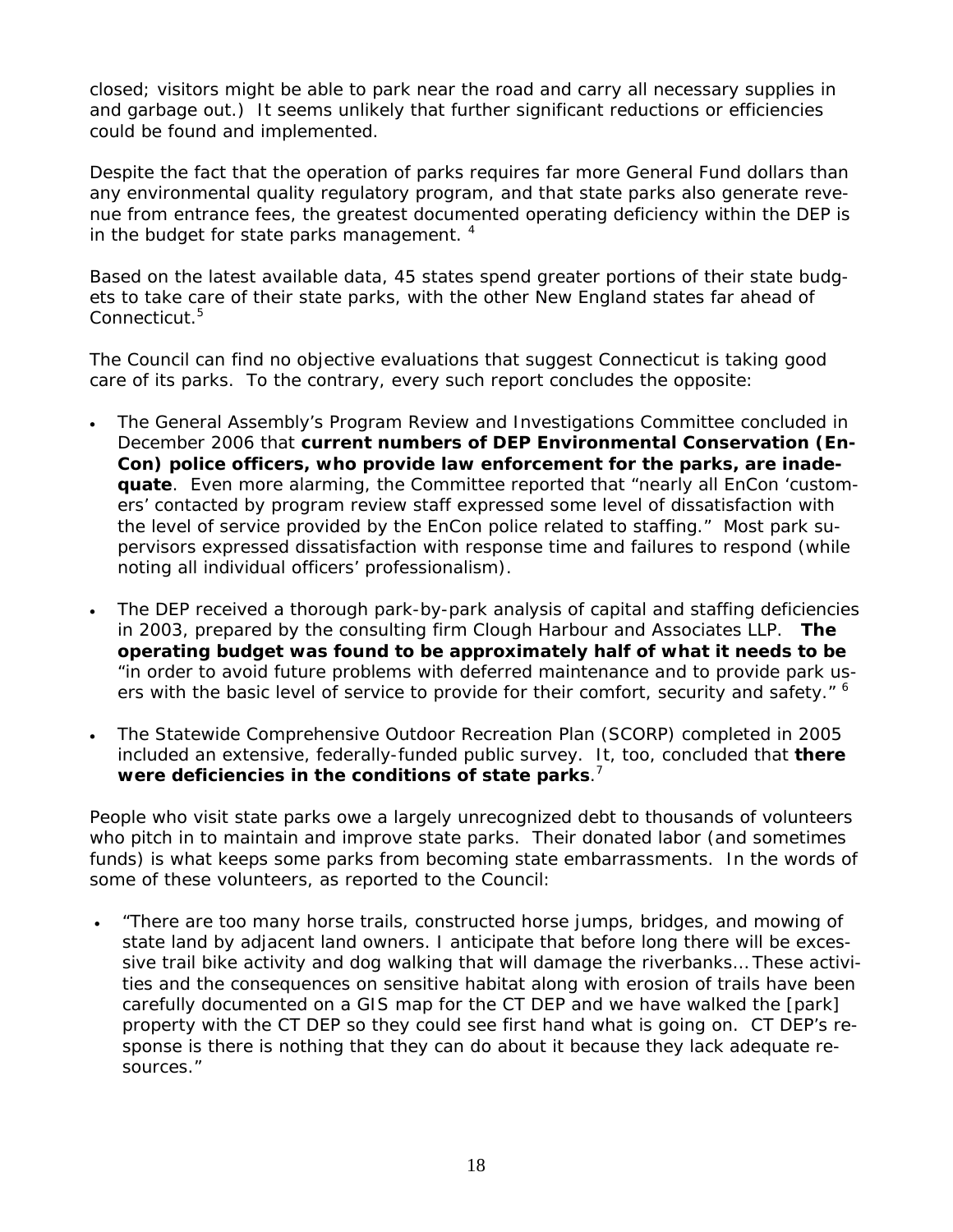closed; visitors might be able to park near the road and carry all necessary supplies in and garbage out.) It seems unlikely that further significant reductions or efficiencies could be found and implemented.

Despite the fact that the operation of parks requires far more General Fund dollars than any environmental quality regulatory program, and that state parks also generate revenue from entrance fees, the greatest documented operating deficiency within the DEP is in the budget for state parks management. [4]

Based on the latest available data, 45 states spend greater portions of their state budgets to take care of their state parks, with the other New England states far ahead of Connecticut.[5]

The Council can find no objective evaluations that suggest Connecticut is taking good care of its parks. To the contrary, every such report concludes the opposite:

- The General Assembly's Program Review and Investigations Committee concluded in December 2006 that **current numbers of DEP Environmental Conservation (EnCon) police officers, who provide law enforcement for the parks, are inadequate**. Even more alarming, the Committee reported that "nearly all EnCon 'customers' contacted by program review staff expressed some level of dissatisfaction with the level of service provided by the EnCon police related to staffing." Most park supervisors expressed dissatisfaction with response time and failures to respond (while noting all individual officers' professionalism).

- The DEP received a thorough park-by-park analysis of capital and staffing deficiencies in 2003, prepared by the consulting firm Clough Harbour and Associates LLP. **The operating budget was found to be approximately half of what it needs to be** "in order to avoid future problems with deferred maintenance and to provide park users with the basic level of service to provide for their comfort, security and safety." [6]

- The Statewide Comprehensive Outdoor Recreation Plan (SCORP) completed in 2005 included an extensive, federally-funded public survey. It, too, concluded that **there were deficiencies in the conditions of state parks**.[7]

People who visit state parks owe a largely unrecognized debt to thousands of volunteers who pitch in to maintain and improve state parks. Their donated labor (and sometimes funds) is what keeps some parks from becoming state embarrassments. In the words of some of these volunteers, as reported to the Council:

- "There are too many horse trails, constructed horse jumps, bridges, and mowing of state land by adjacent land owners. I anticipate that before long there will be excessive trail bike activity and dog walking that will damage the riverbanks… These activities and the consequences on sensitive habitat along with erosion of trails have been carefully documented on a GIS map for the CT DEP and we have walked the [park] property with the CT DEP so they could see first hand what is going on. CT DEP's response is there is nothing that they can do about it because they lack adequate resources."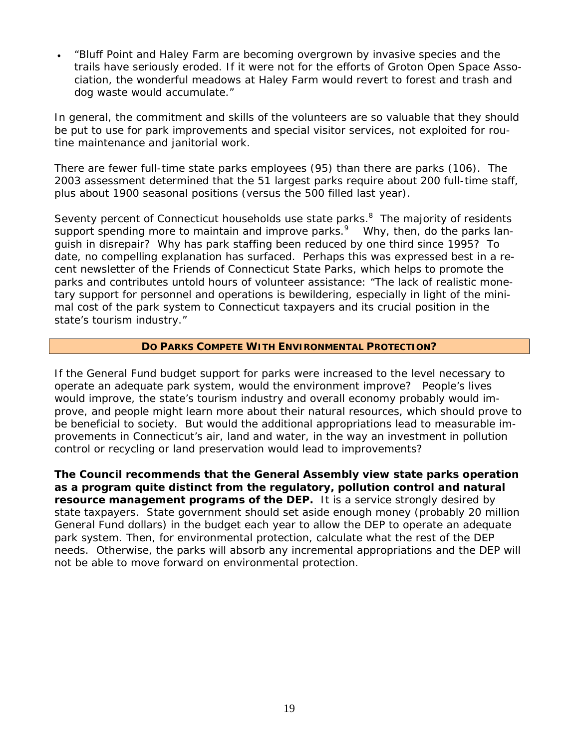- "Bluff Point and Haley Farm are becoming overgrown by invasive species and the trails have seriously eroded. If it were not for the efforts of Groton Open Space Association, the wonderful meadows at Haley Farm would revert to forest and trash and dog waste would accumulate."

In general, the commitment and skills of the volunteers are so valuable that they should be put to use for park improvements and special visitor services, not exploited for routine maintenance and janitorial work.

There are fewer full-time state parks employees (95) than there are parks (106). The 2003 assessment determined that the 51 largest parks require about 200 full-time staff, plus about 1900 seasonal positions (versus the 500 filled last year).

Seventy percent of Connecticut households use state parks.[8] The majority of residents support spending more to maintain and improve parks.[9] Why, then, do the parks languish in disrepair? Why has park staffing been reduced by one third since 1995? To date, no compelling explanation has surfaced. Perhaps this was expressed best in a recent newsletter of the Friends of Connecticut State Parks, which helps to promote the parks and contributes untold hours of volunteer assistance: "The lack of realistic monetary support for personnel and operations is bewildering, especially in light of the minimal cost of the park system to Connecticut taxpayers and its crucial position in the state's tourism industry."

## DO PARKS COMPETE WITH ENVIRONMENTAL PROTECTION?

If the General Fund budget support for parks were increased to the level necessary to operate an adequate park system, would the environment improve? People's lives would improve, the state's tourism industry and overall economy probably would improve, and people might learn more about their natural resources, which should prove to be beneficial to society. But would the additional appropriations lead to measurable improvements in Connecticut's air, land and water, in the way an investment in pollution control or recycling or land preservation would lead to improvements?

**The Council recommends that the General Assembly view state parks operation as a program quite distinct from the regulatory, pollution control and natural resource management programs of the DEP.** It is a service strongly desired by state taxpayers. State government should set aside enough money (probably 20 million General Fund dollars) in the budget each year to allow the DEP to operate an adequate park system. Then, for environmental protection, calculate what the rest of the DEP needs. Otherwise, the parks will absorb any incremental appropriations and the DEP will not be able to move forward on environmental protection.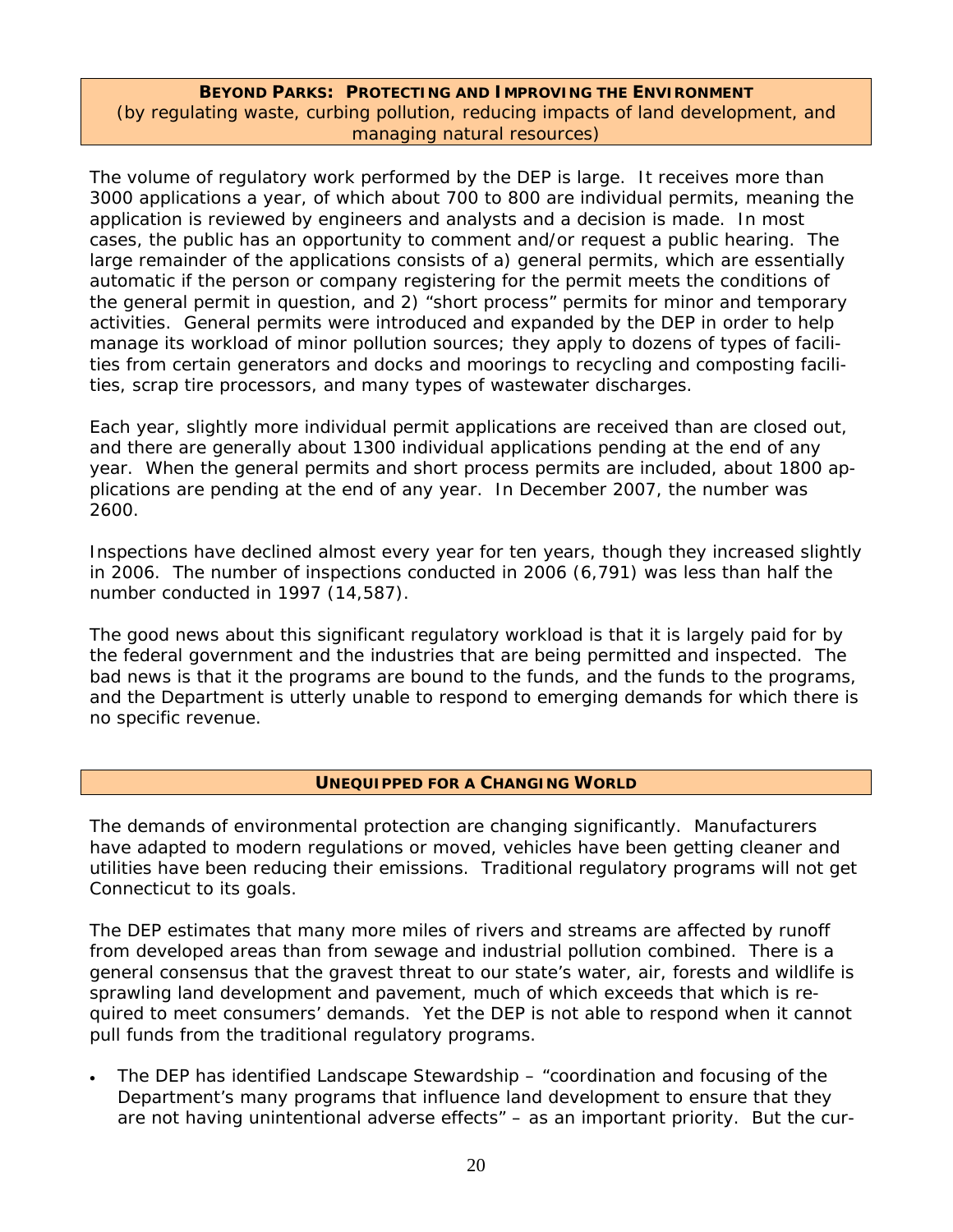## BEYOND PARKS: PROTECTING AND IMPROVING THE ENVIRONMENT

(by regulating waste, curbing pollution, reducing impacts of land development, and managing natural resources)

The volume of regulatory work performed by the DEP is large. It receives more than 3000 applications a year, of which about 700 to 800 are individual permits, meaning the application is reviewed by engineers and analysts and a decision is made. In most cases, the public has an opportunity to comment and/or request a public hearing. The large remainder of the applications consists of a) general permits, which are essentially automatic if the person or company registering for the permit meets the conditions of the general permit in question, and 2) "short process" permits for minor and temporary activities. General permits were introduced and expanded by the DEP in order to help manage its workload of minor pollution sources; they apply to dozens of types of facilities from certain generators and docks and moorings to recycling and composting facilities, scrap tire processors, and many types of wastewater discharges.

Each year, slightly more individual permit applications are received than are closed out, and there are generally about 1300 individual applications pending at the end of any year. When the general permits and short process permits are included, about 1800 applications are pending at the end of any year. In December 2007, the number was 2600.

Inspections have declined almost every year for ten years, though they increased slightly in 2006. The number of inspections conducted in 2006 (6,791) was less than half the number conducted in 1997 (14,587).

The good news about this significant regulatory workload is that it is largely paid for by the federal government and the industries that are being permitted and inspected. The bad news is that it the programs are bound to the funds, and the funds to the programs, and the Department is utterly unable to respond to emerging demands for which there is no specific revenue.

## UNEQUIPPED FOR A CHANGING WORLD

The demands of environmental protection are changing significantly. Manufacturers have adapted to modern regulations or moved, vehicles have been getting cleaner and utilities have been reducing their emissions. Traditional regulatory programs will not get Connecticut to its goals.

The DEP estimates that many more miles of rivers and streams are affected by runoff from developed areas than from sewage and industrial pollution combined. There is a general consensus that the gravest threat to our state's water, air, forests and wildlife is sprawling land development and pavement, much of which exceeds that which is required to meet consumers' demands. Yet the DEP is not able to respond when it cannot pull funds from the traditional regulatory programs.

- The DEP has identified Landscape Stewardship – "coordination and focusing of the Department's many programs that influence land development to ensure that they are not having unintentional adverse effects" – as an important priority. But the cur-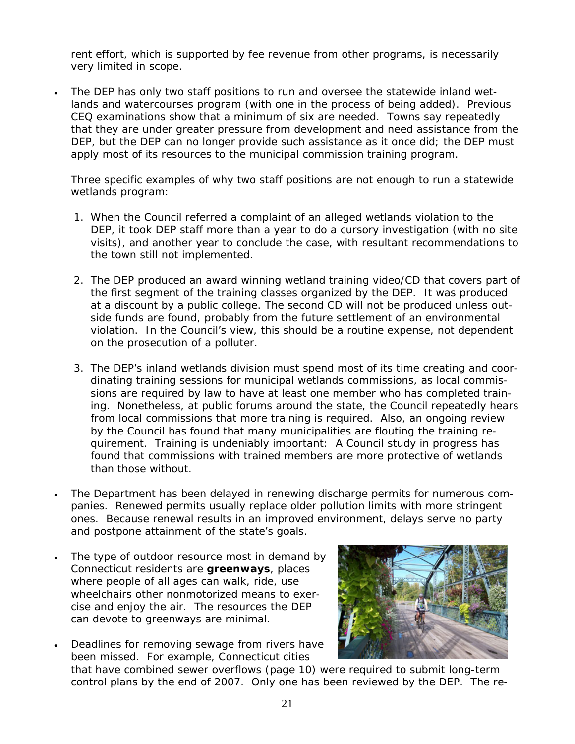rent effort, which is supported by fee revenue from other programs, is necessarily very limited in scope.

- The DEP has only two staff positions to run and oversee the statewide inland wetlands and watercourses program (with one in the process of being added). Previous CEQ examinations show that a minimum of six are needed. Towns say repeatedly that they are under greater pressure from development and need assistance from the DEP, but the DEP can no longer provide such assistance as it once did; the DEP must apply most of its resources to the municipal commission training program.

  Three specific examples of why two staff positions are not enough to run a statewide wetlands program:

  1. When the Council referred a complaint of an alleged wetlands violation to the DEP, it took DEP staff more than a year to do a cursory investigation (with no site visits), and another year to conclude the case, with resultant recommendations to the town still not implemented.

  2. The DEP produced an award winning wetland training video/CD that covers part of the first segment of the training classes organized by the DEP. It was produced at a discount by a public college. The second CD will not be produced unless outside funds are found, probably from the future settlement of an environmental violation. In the Council's view, this should be a routine expense, not dependent on the prosecution of a polluter.

  3. The DEP's inland wetlands division must spend most of its time creating and coordinating training sessions for municipal wetlands commissions, as local commissions are required by law to have at least one member who has completed training. Nonetheless, at public forums around the state, the Council repeatedly hears from local commissions that more training is required. Also, an ongoing review by the Council has found that many municipalities are flouting the training requirement. Training is undeniably important: A Council study in progress has found that commissions with trained members are more protective of wetlands than those without.

- The Department has been delayed in renewing discharge permits for numerous companies. Renewed permits usually replace older pollution limits with more stringent ones. Because renewal results in an improved environment, delays serve no party and postpone attainment of the state's goals.

- The type of outdoor resource most in demand by Connecticut residents are **greenways**, places where people of all ages can walk, ride, use wheelchairs other nonmotorized means to exercise and enjoy the air. The resources the DEP can devote to greenways are minimal.

- Deadlines for removing sewage from rivers have been missed. For example, Connecticut cities that have combined sewer overflows (page 10) were required to submit long-term control plans by the end of 2007. Only one has been reviewed by the DEP. The re-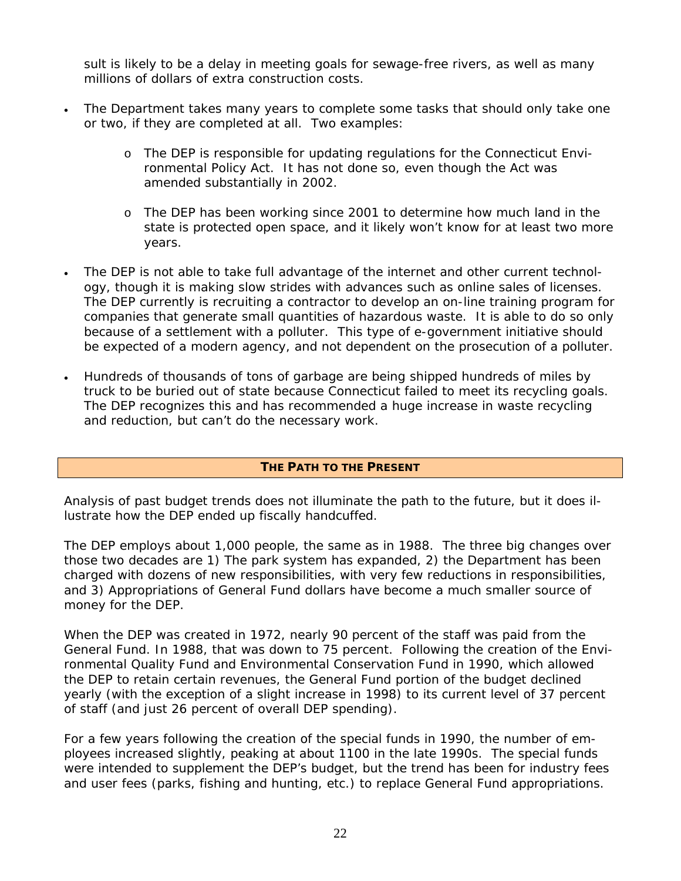sult is likely to be a delay in meeting goals for sewage-free rivers, as well as many millions of dollars of extra construction costs.

- The Department takes many years to complete some tasks that should only take one or two, if they are completed at all. Two examples:
  - The DEP is responsible for updating regulations for the Connecticut Environmental Policy Act. It has not done so, even though the Act was amended substantially in 2002.
  - The DEP has been working since 2001 to determine how much land in the state is protected open space, and it likely won't know for at least two more years.
- The DEP is not able to take full advantage of the internet and other current technology, though it is making slow strides with advances such as online sales of licenses. The DEP currently is recruiting a contractor to develop an on-line training program for companies that generate small quantities of hazardous waste. It is able to do so only because of a settlement with a polluter. This type of e-government initiative should be expected of a modern agency, and not dependent on the prosecution of a polluter.
- Hundreds of thousands of tons of garbage are being shipped hundreds of miles by truck to be buried out of state because Connecticut failed to meet its recycling goals. The DEP recognizes this and has recommended a huge increase in waste recycling and reduction, but can't do the necessary work.

## THE PATH TO THE PRESENT

Analysis of past budget trends does not illuminate the path to the future, but it does illustrate how the DEP ended up fiscally handcuffed.

The DEP employs about 1,000 people, the same as in 1988. The three big changes over those two decades are 1) The park system has expanded, 2) the Department has been charged with dozens of new responsibilities, with very few reductions in responsibilities, and 3) Appropriations of General Fund dollars have become a much smaller source of money for the DEP.

When the DEP was created in 1972, nearly 90 percent of the staff was paid from the General Fund. In 1988, that was down to 75 percent. Following the creation of the Environmental Quality Fund and Environmental Conservation Fund in 1990, which allowed the DEP to retain certain revenues, the General Fund portion of the budget declined yearly (with the exception of a slight increase in 1998) to its current level of 37 percent of staff (and just 26 percent of overall DEP spending).

For a few years following the creation of the special funds in 1990, the number of employees increased slightly, peaking at about 1100 in the late 1990s. The special funds were intended to supplement the DEP's budget, but the trend has been for industry fees and user fees (parks, fishing and hunting, etc.) to replace General Fund appropriations.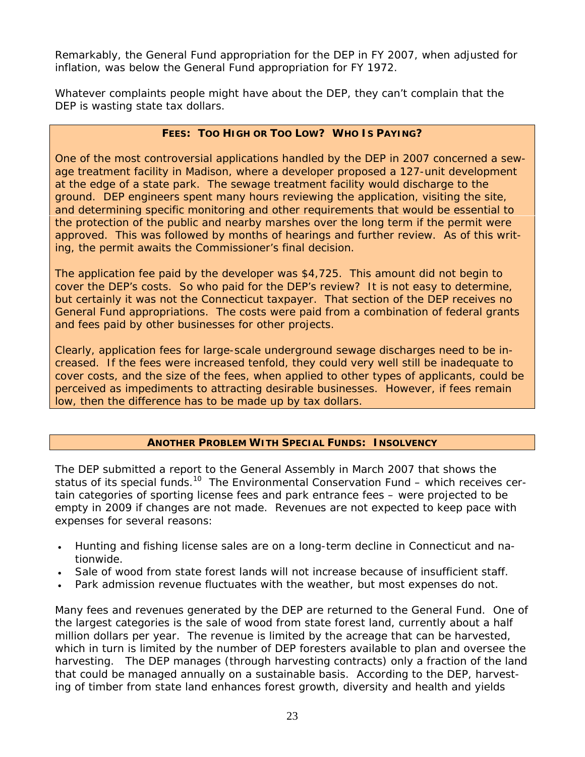Remarkably, the General Fund appropriation for the DEP in FY 2007, when adjusted for inflation, was below the General Fund appropriation for FY 1972.

Whatever complaints people might have about the DEP, they can't complain that the DEP is wasting state tax dollars.

### FEES: TOO HIGH OR TOO LOW? WHO IS PAYING?

One of the most controversial applications handled by the DEP in 2007 concerned a sewage treatment facility in Madison, where a developer proposed a 127-unit development at the edge of a state park. The sewage treatment facility would discharge to the ground. DEP engineers spent many hours reviewing the application, visiting the site, and determining specific monitoring and other requirements that would be essential to the protection of the public and nearby marshes over the long term if the permit were approved. This was followed by months of hearings and further review. As of this writing, the permit awaits the Commissioner's final decision.

The application fee paid by the developer was $4,725. This amount did not begin to cover the DEP's costs. So who paid for the DEP's review? It is not easy to determine, but certainly it was not the Connecticut taxpayer. That section of the DEP receives no General Fund appropriations. The costs were paid from a combination of federal grants and fees paid by other businesses for other projects.

Clearly, application fees for large-scale underground sewage discharges need to be increased. If the fees were increased tenfold, they could very well still be inadequate to cover costs, and the size of the fees, when applied to other types of applicants, could be perceived as impediments to attracting desirable businesses. However, if fees remain low, then the difference has to be made up by tax dollars.

### ANOTHER PROBLEM WITH SPECIAL FUNDS: INSOLVENCY

The DEP submitted a report to the General Assembly in March 2007 that shows the status of its special funds.[10] The Environmental Conservation Fund – which receives certain categories of sporting license fees and park entrance fees – were projected to be empty in 2009 if changes are not made. Revenues are not expected to keep pace with expenses for several reasons:

- Hunting and fishing license sales are on a long-term decline in Connecticut and nationwide.
- Sale of wood from state forest lands will not increase because of insufficient staff.
- Park admission revenue fluctuates with the weather, but most expenses do not.

Many fees and revenues generated by the DEP are returned to the General Fund. One of the largest categories is the sale of wood from state forest land, currently about a half million dollars per year. The revenue is limited by the acreage that can be harvested, which in turn is limited by the number of DEP foresters available to plan and oversee the harvesting. The DEP manages (through harvesting contracts) only a fraction of the land that could be managed annually on a sustainable basis. According to the DEP, harvesting of timber from state land enhances forest growth, diversity and health and yields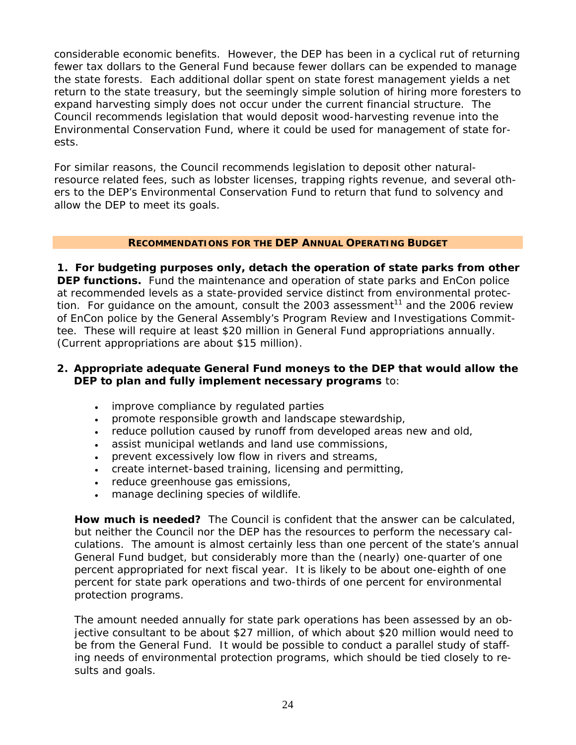considerable economic benefits. However, the DEP has been in a cyclical rut of returning fewer tax dollars to the General Fund because fewer dollars can be expended to manage the state forests. Each additional dollar spent on state forest management yields a net return to the state treasury, but the seemingly simple solution of hiring more foresters to expand harvesting simply does not occur under the current financial structure. The Council recommends legislation that would deposit wood-harvesting revenue into the Environmental Conservation Fund, where it could be used for management of state forests.

For similar reasons, the Council recommends legislation to deposit other natural-resource related fees, such as lobster licenses, trapping rights revenue, and several others to the DEP's Environmental Conservation Fund to return that fund to solvency and allow the DEP to meet its goals.

## RECOMMENDATIONS FOR THE DEP ANNUAL OPERATING BUDGET

**1. For budgeting purposes only, detach the operation of state parks from other DEP functions.** Fund the maintenance and operation of state parks and EnCon police at recommended levels as a state-provided service distinct from environmental protection. For guidance on the amount, consult the 2003 assessment[11] and the 2006 review of EnCon police by the General Assembly's Program Review and Investigations Committee. These will require at least $20 million in General Fund appropriations annually. (Current appropriations are about $15 million).

**2. Appropriate adequate General Fund moneys to the DEP that would allow the DEP to plan and fully implement necessary programs** to:

- improve compliance by regulated parties
- promote responsible growth and landscape stewardship,
- reduce pollution caused by runoff from developed areas new and old,
- assist municipal wetlands and land use commissions,
- prevent excessively low flow in rivers and streams,
- create internet-based training, licensing and permitting,
- reduce greenhouse gas emissions,
- manage declining species of wildlife.

**How much is needed?** The Council is confident that the answer can be calculated, but neither the Council nor the DEP has the resources to perform the necessary calculations. The amount is almost certainly less than one percent of the state's annual General Fund budget, but considerably more than the (nearly) one-quarter of one percent appropriated for next fiscal year. It is likely to be about one-eighth of one percent for state park operations and two-thirds of one percent for environmental protection programs.

The amount needed annually for state park operations has been assessed by an objective consultant to be about $27 million, of which about $20 million would need to be from the General Fund. It would be possible to conduct a parallel study of staffing needs of environmental protection programs, which should be tied closely to results and goals.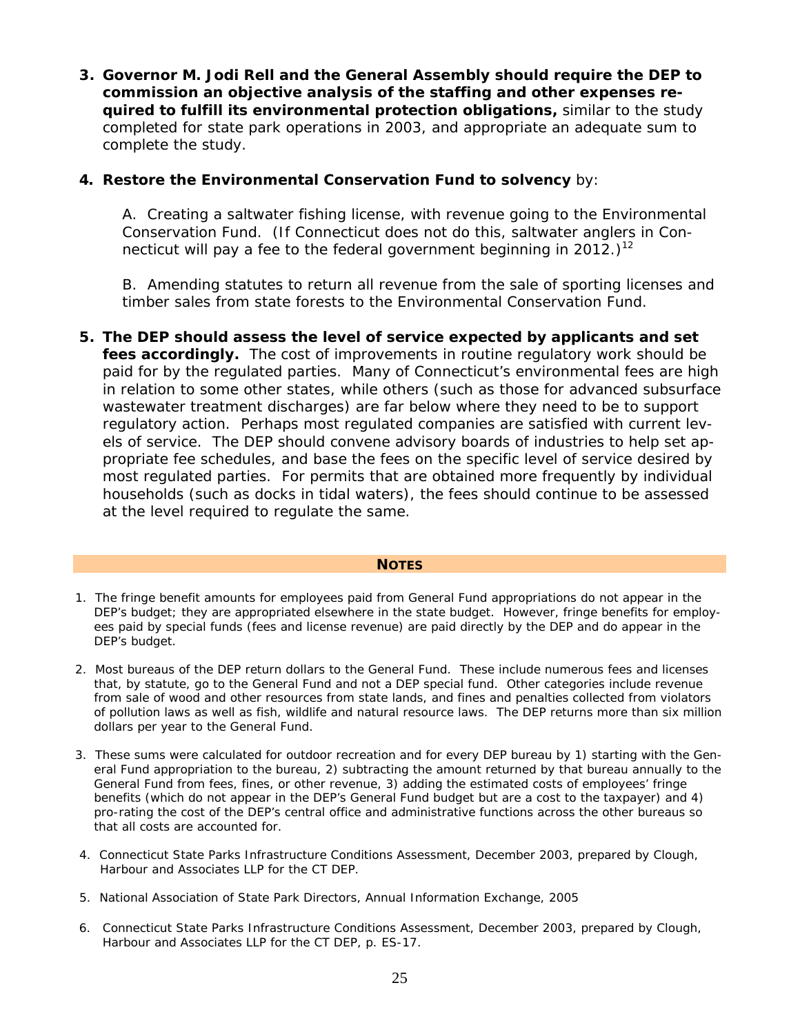3. **Governor M. Jodi Rell and the General Assembly should require the DEP to commission an objective analysis of the staffing and other expenses required to fulfill its environmental protection obligations,** similar to the study completed for state park operations in 2003, and appropriate an adequate sum to complete the study.

4. **Restore the Environmental Conservation Fund to solvency** by:

   A. Creating a saltwater fishing license, with revenue going to the Environmental Conservation Fund. (If Connecticut does not do this, saltwater anglers in Connecticut will pay a fee to the federal government beginning in 2012.)[12]

   B. Amending statutes to return all revenue from the sale of sporting licenses and timber sales from state forests to the Environmental Conservation Fund.

5. **The DEP should assess the level of service expected by applicants and set fees accordingly.** The cost of improvements in routine regulatory work should be paid for by the regulated parties. Many of Connecticut's environmental fees are high in relation to some other states, while others (such as those for advanced subsurface wastewater treatment discharges) are far below where they need to be to support regulatory action. Perhaps most regulated companies are satisfied with current levels of service. The DEP should convene advisory boards of industries to help set appropriate fee schedules, and base the fees on the specific level of service desired by most regulated parties. For permits that are obtained more frequently by individual households (such as docks in tidal waters), the fees should continue to be assessed at the level required to regulate the same.

## NOTES

1. The fringe benefit amounts for employees paid from General Fund appropriations do not appear in the DEP's budget; they are appropriated elsewhere in the state budget. However, fringe benefits for employees paid by special funds (fees and license revenue) are paid directly by the DEP and do appear in the DEP's budget.

2. Most bureaus of the DEP return dollars to the General Fund. These include numerous fees and licenses that, by statute, go to the General Fund and not a DEP special fund. Other categories include revenue from sale of wood and other resources from state lands, and fines and penalties collected from violators of pollution laws as well as fish, wildlife and natural resource laws. The DEP returns more than six million dollars per year to the General Fund.

3. These sums were calculated for outdoor recreation and for every DEP bureau by 1) starting with the General Fund appropriation to the bureau, 2) subtracting the amount returned by that bureau annually to the General Fund from fees, fines, or other revenue, 3) adding the estimated costs of employees' fringe benefits (which do not appear in the DEP's General Fund budget but are a cost to the taxpayer) and 4) pro-rating the cost of the DEP's central office and administrative functions across the other bureaus so that all costs are accounted for.

4. Connecticut State Parks Infrastructure Conditions Assessment, December 2003, prepared by Clough, Harbour and Associates LLP for the CT DEP.

5. National Association of State Park Directors, Annual Information Exchange, 2005

6. Connecticut State Parks Infrastructure Conditions Assessment, December 2003, prepared by Clough, Harbour and Associates LLP for the CT DEP, p. ES-17.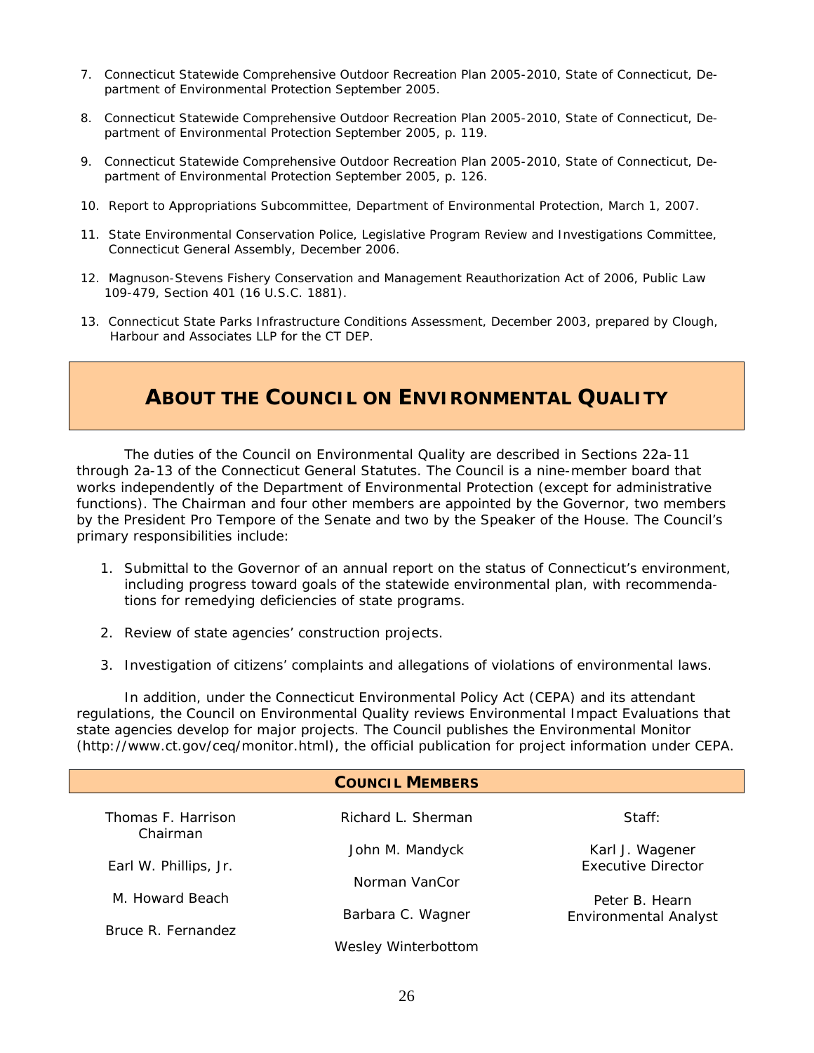7. Connecticut Statewide Comprehensive Outdoor Recreation Plan 2005-2010, State of Connecticut, Department of Environmental Protection September 2005.

8. Connecticut Statewide Comprehensive Outdoor Recreation Plan 2005-2010, State of Connecticut, Department of Environmental Protection September 2005, p. 119.

9. Connecticut Statewide Comprehensive Outdoor Recreation Plan 2005-2010, State of Connecticut, Department of Environmental Protection September 2005, p. 126.

10. Report to Appropriations Subcommittee, Department of Environmental Protection, March 1, 2007.

11. State Environmental Conservation Police, Legislative Program Review and Investigations Committee, Connecticut General Assembly, December 2006.

12. Magnuson-Stevens Fishery Conservation and Management Reauthorization Act of 2006, Public Law 109-479, Section 401 (16 U.S.C. 1881).

13. Connecticut State Parks Infrastructure Conditions Assessment, December 2003, prepared by Clough, Harbour and Associates LLP for the CT DEP.

# ABOUT THE COUNCIL ON ENVIRONMENTAL QUALITY

The duties of the Council on Environmental Quality are described in Sections 22a-11 through 2a-13 of the Connecticut General Statutes. The Council is a nine-member board that works independently of the Department of Environmental Protection (except for administrative functions). The Chairman and four other members are appointed by the Governor, two members by the President Pro Tempore of the Senate and two by the Speaker of the House. The Council's primary responsibilities include:

1. Submittal to the Governor of an annual report on the status of Connecticut's environment, including progress toward goals of the statewide environmental plan, with recommendations for remedying deficiencies of state programs.

2. Review of state agencies' construction projects.

3. Investigation of citizens' complaints and allegations of violations of environmental laws.

In addition, under the Connecticut Environmental Policy Act (CEPA) and its attendant regulations, the Council on Environmental Quality reviews Environmental Impact Evaluations that state agencies develop for major projects. The Council publishes the Environmental Monitor (http://www.ct.gov/ceq/monitor.html), the official publication for project information under CEPA.

## COUNCIL MEMBERS

Thomas F. Harrison
Chairman

Earl W. Phillips, Jr.

M. Howard Beach

Bruce R. Fernandez

Richard L. Sherman

John M. Mandyck

Norman VanCor

Barbara C. Wagner

Wesley Winterbottom

Staff:

Karl J. Wagener
Executive Director

Peter B. Hearn
Environmental Analyst